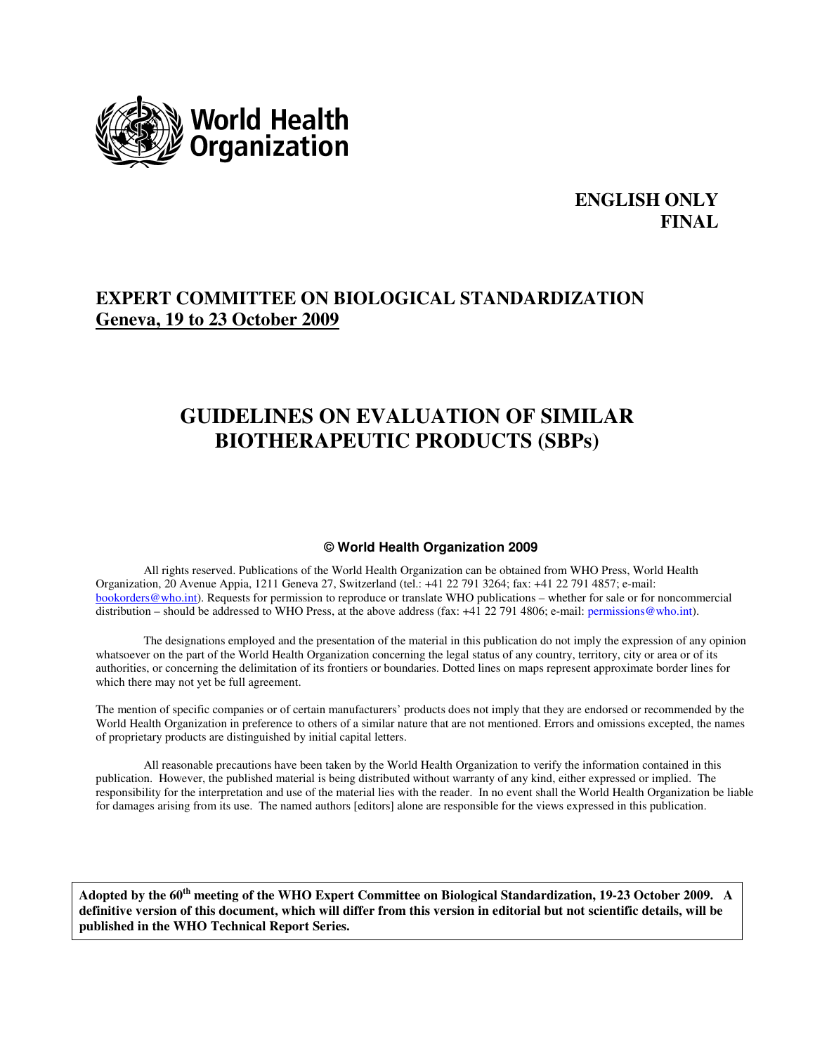World Health Organization

**ENGLISH ONLY**
**FINAL**

## EXPERT COMMITTEE ON BIOLOGICAL STANDARDIZATION
**Geneva, 19 to 23 October 2009**

# GUIDELINES ON EVALUATION OF SIMILAR BIOTHERAPEUTIC PRODUCTS (SBPs)

**© World Health Organization 2009**

All rights reserved. Publications of the World Health Organization can be obtained from WHO Press, World Health Organization, 20 Avenue Appia, 1211 Geneva 27, Switzerland (tel.: +41 22 791 3264; fax: +41 22 791 4857; e-mail: bookorders@who.int). Requests for permission to reproduce or translate WHO publications – whether for sale or for noncommercial distribution – should be addressed to WHO Press, at the above address (fax: +41 22 791 4806; e-mail: permissions@who.int).

The designations employed and the presentation of the material in this publication do not imply the expression of any opinion whatsoever on the part of the World Health Organization concerning the legal status of any country, territory, city or area or of its authorities, or concerning the delimitation of its frontiers or boundaries. Dotted lines on maps represent approximate border lines for which there may not yet be full agreement.

The mention of specific companies or of certain manufacturers' products does not imply that they are endorsed or recommended by the World Health Organization in preference to others of a similar nature that are not mentioned. Errors and omissions excepted, the names of proprietary products are distinguished by initial capital letters.

All reasonable precautions have been taken by the World Health Organization to verify the information contained in this publication. However, the published material is being distributed without warranty of any kind, either expressed or implied. The responsibility for the interpretation and use of the material lies with the reader. In no event shall the World Health Organization be liable for damages arising from its use. The named authors [editors] alone are responsible for the views expressed in this publication.

**Adopted by the 60th meeting of the WHO Expert Committee on Biological Standardization, 19-23 October 2009. A definitive version of this document, which will differ from this version in editorial but not scientific details, will be published in the WHO Technical Report Series.**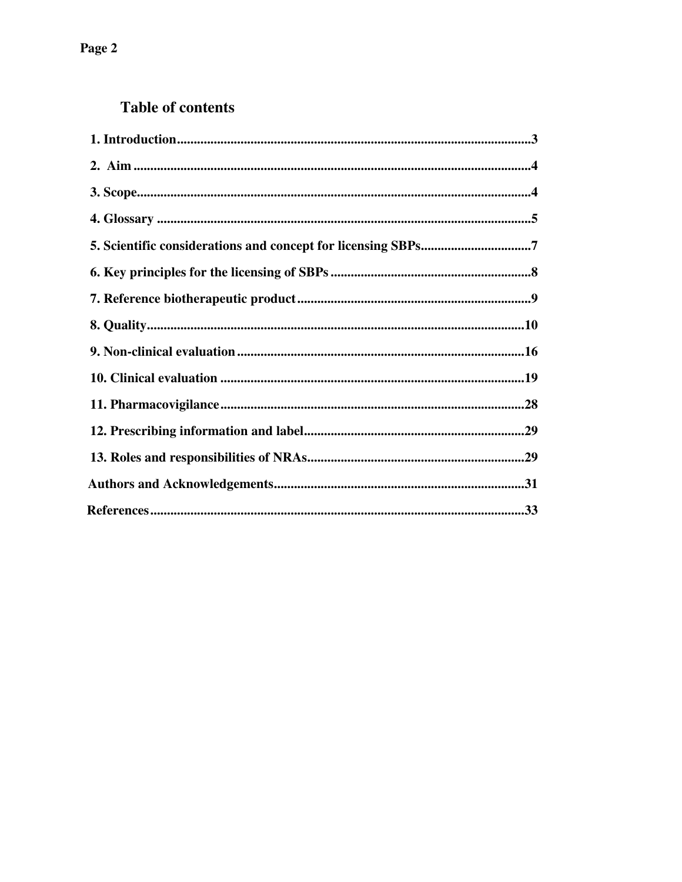## Table of contents

1. Introduction........................................................................................................3
2. Aim.......................................................................................................................4
3. Scope....................................................................................................................4
4. Glossary...............................................................................................................5
5. Scientific considerations and concept for licensing SBPs................................7
6. Key principles for the licensing of SBPs...........................................................8
7. Reference biotherapeutic product.....................................................................9
8. Quality................................................................................................................10
9. Non-clinical evaluation.....................................................................................16
10. Clinical evaluation...........................................................................................19
11. Pharmacovigilance...........................................................................................28
12. Prescribing information and label.................................................................29
13. Roles and responsibilities of NRAs................................................................29

Authors and Acknowledgements..........................................................................31

References...............................................................................................................33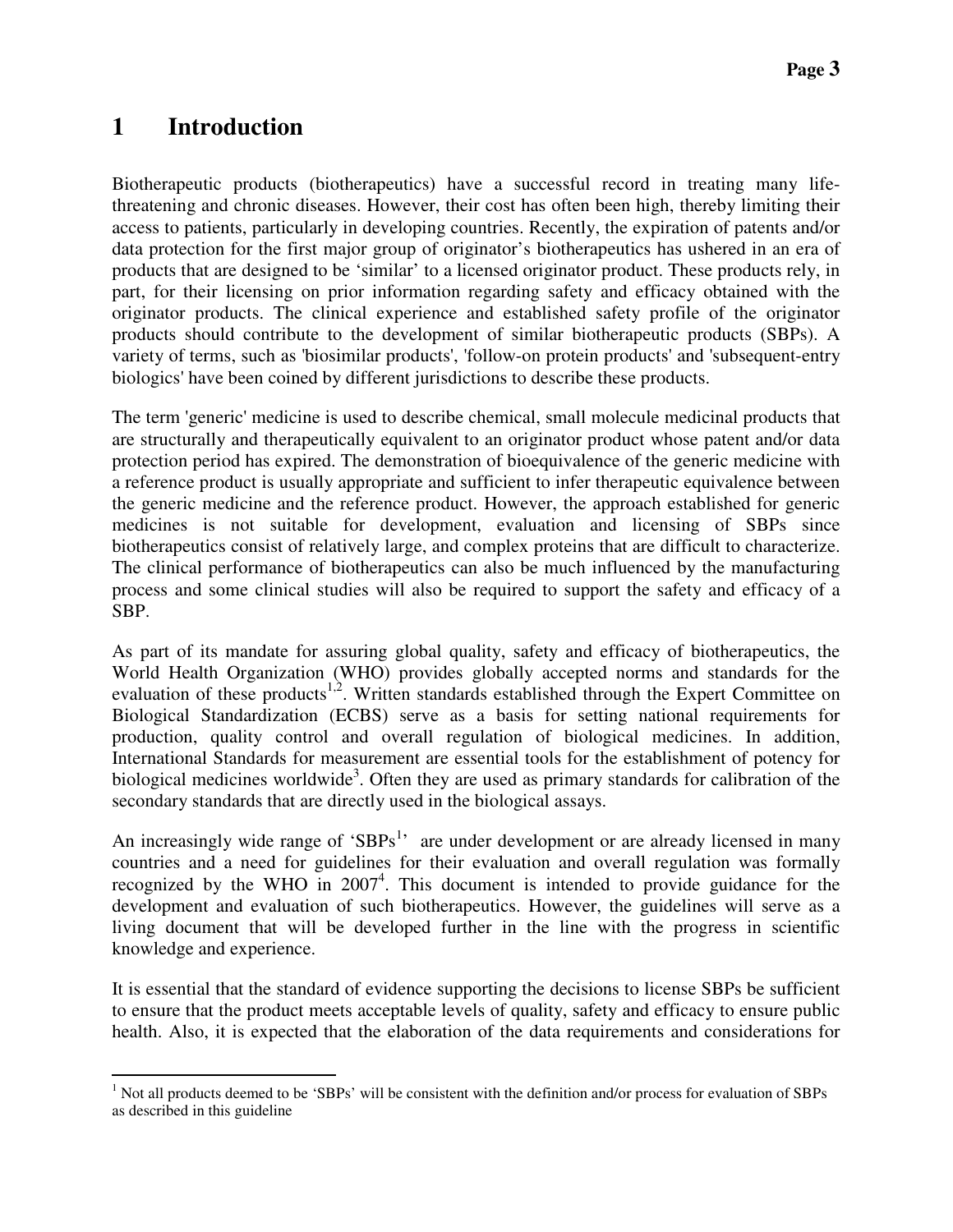# 1 Introduction

Biotherapeutic products (biotherapeutics) have a successful record in treating many life-threatening and chronic diseases. However, their cost has often been high, thereby limiting their access to patients, particularly in developing countries. Recently, the expiration of patents and/or data protection for the first major group of originator's biotherapeutics has ushered in an era of products that are designed to be 'similar' to a licensed originator product. These products rely, in part, for their licensing on prior information regarding safety and efficacy obtained with the originator products. The clinical experience and established safety profile of the originator products should contribute to the development of similar biotherapeutic products (SBPs). A variety of terms, such as 'biosimilar products', 'follow-on protein products' and 'subsequent-entry biologics' have been coined by different jurisdictions to describe these products.

The term 'generic' medicine is used to describe chemical, small molecule medicinal products that are structurally and therapeutically equivalent to an originator product whose patent and/or data protection period has expired. The demonstration of bioequivalence of the generic medicine with a reference product is usually appropriate and sufficient to infer therapeutic equivalence between the generic medicine and the reference product. However, the approach established for generic medicines is not suitable for development, evaluation and licensing of SBPs since biotherapeutics consist of relatively large, and complex proteins that are difficult to characterize. The clinical performance of biotherapeutics can also be much influenced by the manufacturing process and some clinical studies will also be required to support the safety and efficacy of a SBP.

As part of its mandate for assuring global quality, safety and efficacy of biotherapeutics, the World Health Organization (WHO) provides globally accepted norms and standards for the evaluation of these products[1,2]. Written standards established through the Expert Committee on Biological Standardization (ECBS) serve as a basis for setting national requirements for production, quality control and overall regulation of biological medicines. In addition, International Standards for measurement are essential tools for the establishment of potency for biological medicines worldwide[3]. Often they are used as primary standards for calibration of the secondary standards that are directly used in the biological assays.

An increasingly wide range of 'SBPs[1]' are under development or are already licensed in many countries and a need for guidelines for their evaluation and overall regulation was formally recognized by the WHO in 2007[4]. This document is intended to provide guidance for the development and evaluation of such biotherapeutics. However, the guidelines will serve as a living document that will be developed further in the line with the progress in scientific knowledge and experience.

It is essential that the standard of evidence supporting the decisions to license SBPs be sufficient to ensure that the product meets acceptable levels of quality, safety and efficacy to ensure public health. Also, it is expected that the elaboration of the data requirements and considerations for

---

[1] Not all products deemed to be 'SBPs' will be consistent with the definition and/or process for evaluation of SBPs as described in this guideline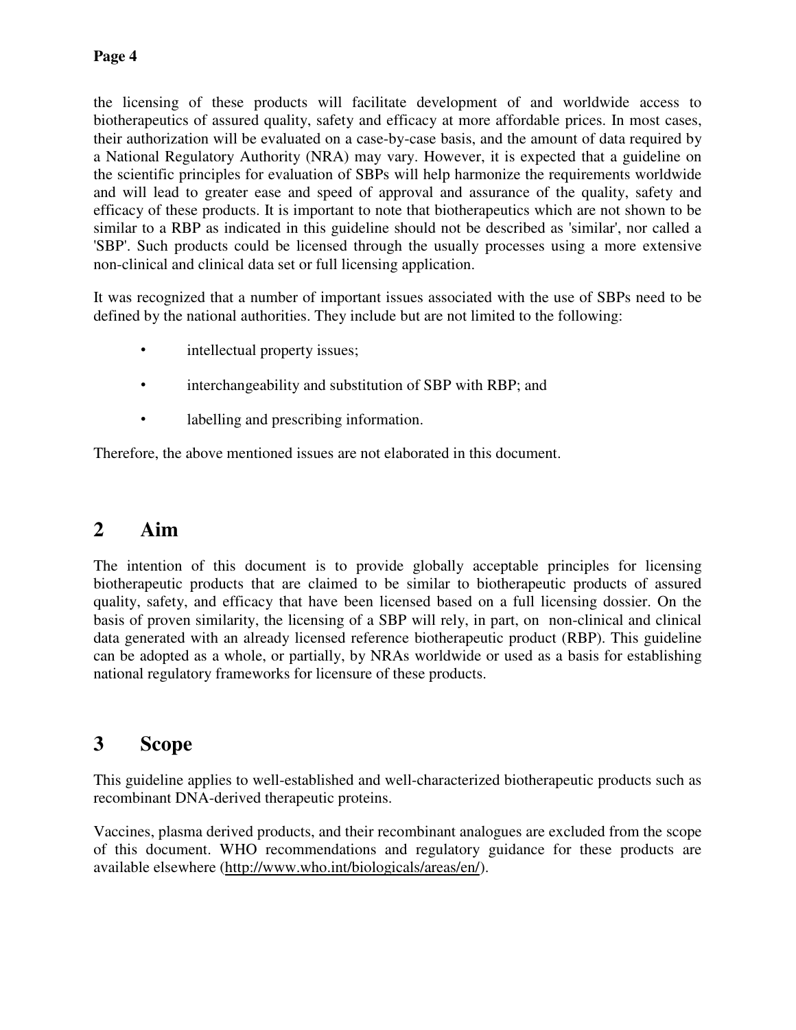the licensing of these products will facilitate development of and worldwide access to biotherapeutics of assured quality, safety and efficacy at more affordable prices. In most cases, their authorization will be evaluated on a case-by-case basis, and the amount of data required by a National Regulatory Authority (NRA) may vary. However, it is expected that a guideline on the scientific principles for evaluation of SBPs will help harmonize the requirements worldwide and will lead to greater ease and speed of approval and assurance of the quality, safety and efficacy of these products. It is important to note that biotherapeutics which are not shown to be similar to a RBP as indicated in this guideline should not be described as 'similar', nor called a 'SBP'. Such products could be licensed through the usually processes using a more extensive non-clinical and clinical data set or full licensing application.

It was recognized that a number of important issues associated with the use of SBPs need to be defined by the national authorities. They include but are not limited to the following:

- intellectual property issues;
- interchangeability and substitution of SBP with RBP; and
- labelling and prescribing information.

Therefore, the above mentioned issues are not elaborated in this document.

## 2 Aim

The intention of this document is to provide globally acceptable principles for licensing biotherapeutic products that are claimed to be similar to biotherapeutic products of assured quality, safety, and efficacy that have been licensed based on a full licensing dossier. On the basis of proven similarity, the licensing of a SBP will rely, in part, on non-clinical and clinical data generated with an already licensed reference biotherapeutic product (RBP). This guideline can be adopted as a whole, or partially, by NRAs worldwide or used as a basis for establishing national regulatory frameworks for licensure of these products.

## 3 Scope

This guideline applies to well-established and well-characterized biotherapeutic products such as recombinant DNA-derived therapeutic proteins.

Vaccines, plasma derived products, and their recombinant analogues are excluded from the scope of this document. WHO recommendations and regulatory guidance for these products are available elsewhere (http://www.who.int/biologicals/areas/en/).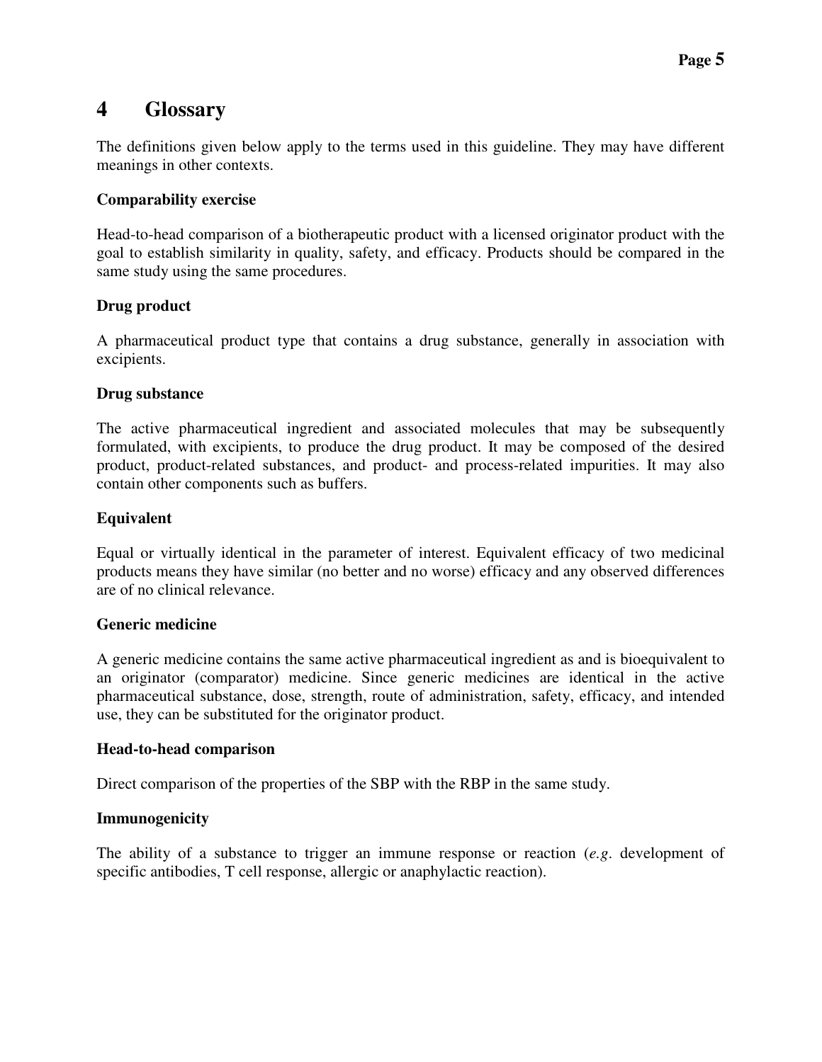# 4 Glossary

The definitions given below apply to the terms used in this guideline. They may have different meanings in other contexts.

**Comparability exercise**

Head-to-head comparison of a biotherapeutic product with a licensed originator product with the goal to establish similarity in quality, safety, and efficacy. Products should be compared in the same study using the same procedures.

**Drug product**

A pharmaceutical product type that contains a drug substance, generally in association with excipients.

**Drug substance**

The active pharmaceutical ingredient and associated molecules that may be subsequently formulated, with excipients, to produce the drug product. It may be composed of the desired product, product-related substances, and product- and process-related impurities. It may also contain other components such as buffers.

**Equivalent**

Equal or virtually identical in the parameter of interest. Equivalent efficacy of two medicinal products means they have similar (no better and no worse) efficacy and any observed differences are of no clinical relevance.

**Generic medicine**

A generic medicine contains the same active pharmaceutical ingredient as and is bioequivalent to an originator (comparator) medicine. Since generic medicines are identical in the active pharmaceutical substance, dose, strength, route of administration, safety, efficacy, and intended use, they can be substituted for the originator product.

**Head-to-head comparison**

Direct comparison of the properties of the SBP with the RBP in the same study.

**Immunogenicity**

The ability of a substance to trigger an immune response or reaction (*e.g*. development of specific antibodies, T cell response, allergic or anaphylactic reaction).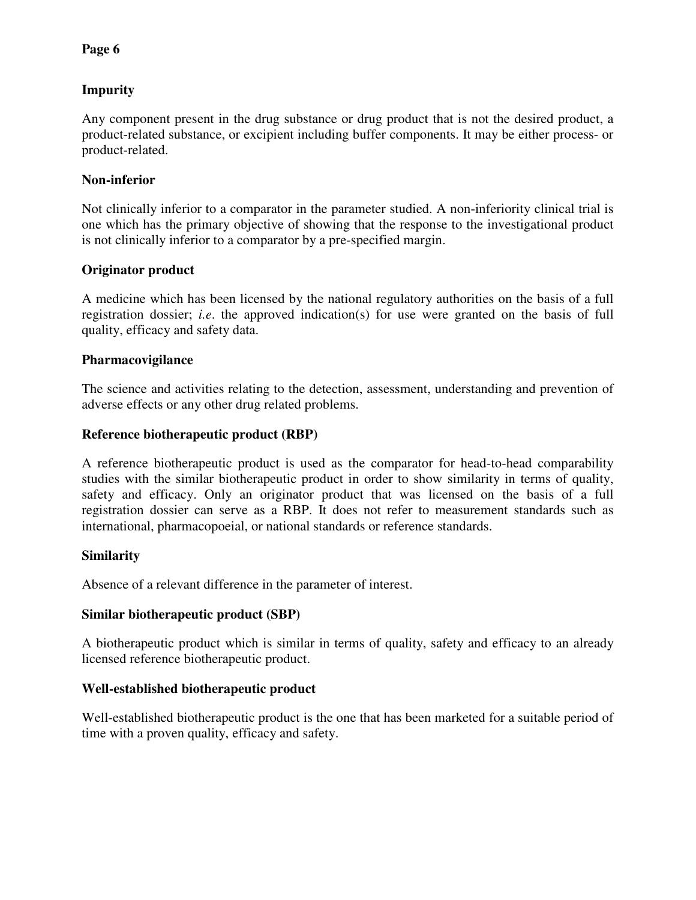**Impurity**

Any component present in the drug substance or drug product that is not the desired product, a product-related substance, or excipient including buffer components. It may be either process- or product-related.

**Non-inferior**

Not clinically inferior to a comparator in the parameter studied. A non-inferiority clinical trial is one which has the primary objective of showing that the response to the investigational product is not clinically inferior to a comparator by a pre-specified margin.

**Originator product**

A medicine which has been licensed by the national regulatory authorities on the basis of a full registration dossier; *i.e*. the approved indication(s) for use were granted on the basis of full quality, efficacy and safety data.

**Pharmacovigilance**

The science and activities relating to the detection, assessment, understanding and prevention of adverse effects or any other drug related problems.

**Reference biotherapeutic product (RBP)**

A reference biotherapeutic product is used as the comparator for head-to-head comparability studies with the similar biotherapeutic product in order to show similarity in terms of quality, safety and efficacy. Only an originator product that was licensed on the basis of a full registration dossier can serve as a RBP. It does not refer to measurement standards such as international, pharmacopoeial, or national standards or reference standards.

**Similarity**

Absence of a relevant difference in the parameter of interest.

**Similar biotherapeutic product (SBP)**

A biotherapeutic product which is similar in terms of quality, safety and efficacy to an already licensed reference biotherapeutic product.

**Well-established biotherapeutic product**

Well-established biotherapeutic product is the one that has been marketed for a suitable period of time with a proven quality, efficacy and safety.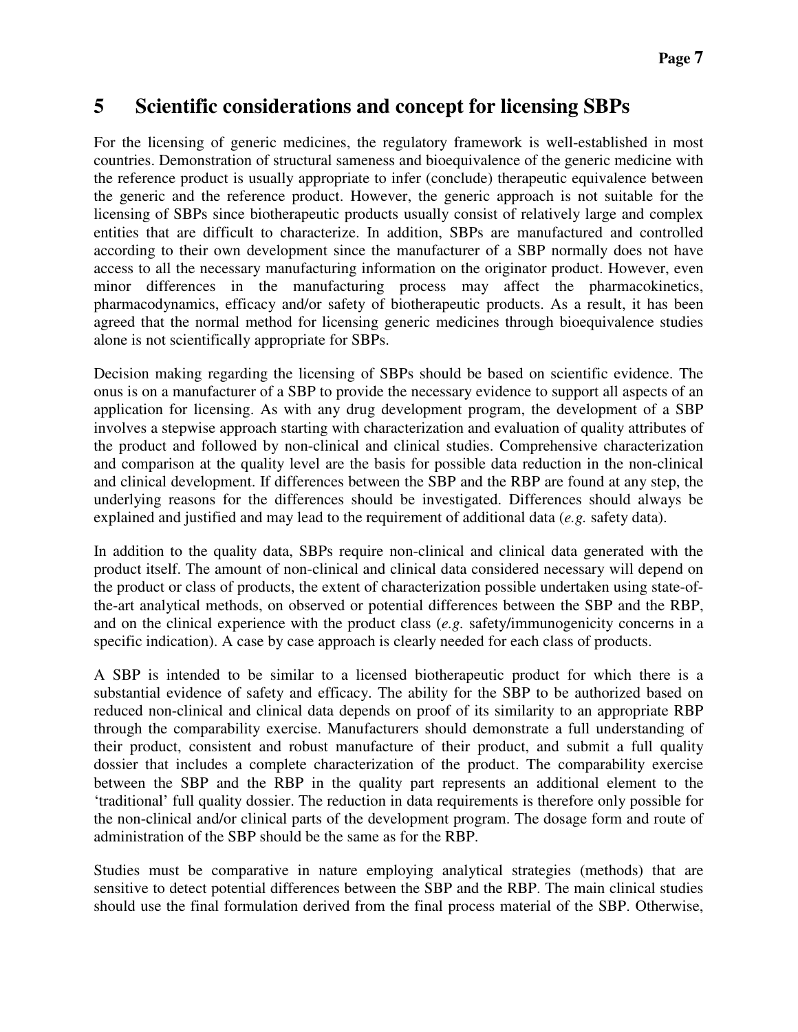# 5 Scientific considerations and concept for licensing SBPs

For the licensing of generic medicines, the regulatory framework is well-established in most countries. Demonstration of structural sameness and bioequivalence of the generic medicine with the reference product is usually appropriate to infer (conclude) therapeutic equivalence between the generic and the reference product. However, the generic approach is not suitable for the licensing of SBPs since biotherapeutic products usually consist of relatively large and complex entities that are difficult to characterize. In addition, SBPs are manufactured and controlled according to their own development since the manufacturer of a SBP normally does not have access to all the necessary manufacturing information on the originator product. However, even minor differences in the manufacturing process may affect the pharmacokinetics, pharmacodynamics, efficacy and/or safety of biotherapeutic products. As a result, it has been agreed that the normal method for licensing generic medicines through bioequivalence studies alone is not scientifically appropriate for SBPs.

Decision making regarding the licensing of SBPs should be based on scientific evidence. The onus is on a manufacturer of a SBP to provide the necessary evidence to support all aspects of an application for licensing. As with any drug development program, the development of a SBP involves a stepwise approach starting with characterization and evaluation of quality attributes of the product and followed by non-clinical and clinical studies. Comprehensive characterization and comparison at the quality level are the basis for possible data reduction in the non-clinical and clinical development. If differences between the SBP and the RBP are found at any step, the underlying reasons for the differences should be investigated. Differences should always be explained and justified and may lead to the requirement of additional data (*e.g.* safety data).

In addition to the quality data, SBPs require non-clinical and clinical data generated with the product itself. The amount of non-clinical and clinical data considered necessary will depend on the product or class of products, the extent of characterization possible undertaken using state-of-the-art analytical methods, on observed or potential differences between the SBP and the RBP, and on the clinical experience with the product class (*e.g.* safety/immunogenicity concerns in a specific indication). A case by case approach is clearly needed for each class of products.

A SBP is intended to be similar to a licensed biotherapeutic product for which there is a substantial evidence of safety and efficacy. The ability for the SBP to be authorized based on reduced non-clinical and clinical data depends on proof of its similarity to an appropriate RBP through the comparability exercise. Manufacturers should demonstrate a full understanding of their product, consistent and robust manufacture of their product, and submit a full quality dossier that includes a complete characterization of the product. The comparability exercise between the SBP and the RBP in the quality part represents an additional element to the 'traditional' full quality dossier. The reduction in data requirements is therefore only possible for the non-clinical and/or clinical parts of the development program. The dosage form and route of administration of the SBP should be the same as for the RBP.

Studies must be comparative in nature employing analytical strategies (methods) that are sensitive to detect potential differences between the SBP and the RBP. The main clinical studies should use the final formulation derived from the final process material of the SBP. Otherwise,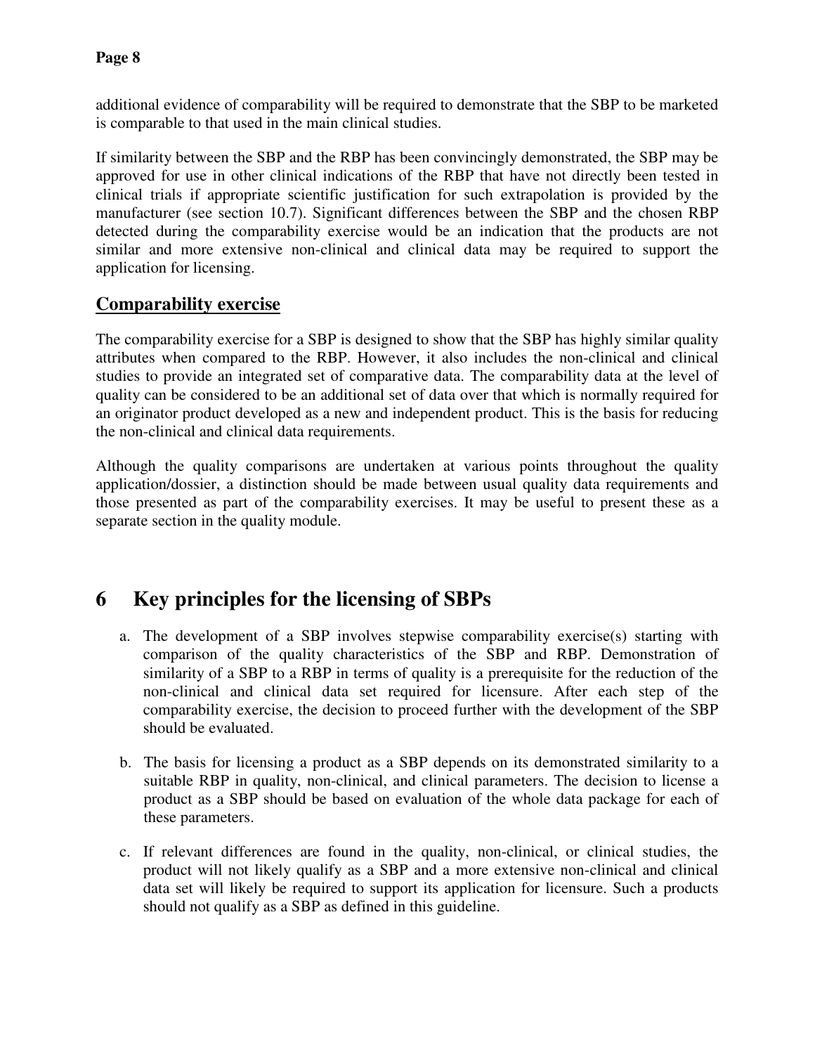additional evidence of comparability will be required to demonstrate that the SBP to be marketed is comparable to that used in the main clinical studies.

If similarity between the SBP and the RBP has been convincingly demonstrated, the SBP may be approved for use in other clinical indications of the RBP that have not directly been tested in clinical trials if appropriate scientific justification for such extrapolation is provided by the manufacturer (see section 10.7). Significant differences between the SBP and the chosen RBP detected during the comparability exercise would be an indication that the products are not similar and more extensive non-clinical and clinical data may be required to support the application for licensing.

## Comparability exercise

The comparability exercise for a SBP is designed to show that the SBP has highly similar quality attributes when compared to the RBP. However, it also includes the non-clinical and clinical studies to provide an integrated set of comparative data. The comparability data at the level of quality can be considered to be an additional set of data over that which is normally required for an originator product developed as a new and independent product. This is the basis for reducing the non-clinical and clinical data requirements.

Although the quality comparisons are undertaken at various points throughout the quality application/dossier, a distinction should be made between usual quality data requirements and those presented as part of the comparability exercises. It may be useful to present these as a separate section in the quality module.

# 6 Key principles for the licensing of SBPs

a. The development of a SBP involves stepwise comparability exercise(s) starting with comparison of the quality characteristics of the SBP and RBP. Demonstration of similarity of a SBP to a RBP in terms of quality is a prerequisite for the reduction of the non-clinical and clinical data set required for licensure. After each step of the comparability exercise, the decision to proceed further with the development of the SBP should be evaluated.

b. The basis for licensing a product as a SBP depends on its demonstrated similarity to a suitable RBP in quality, non-clinical, and clinical parameters. The decision to license a product as a SBP should be based on evaluation of the whole data package for each of these parameters.

c. If relevant differences are found in the quality, non-clinical, or clinical studies, the product will not likely qualify as a SBP and a more extensive non-clinical and clinical data set will likely be required to support its application for licensure. Such a products should not qualify as a SBP as defined in this guideline.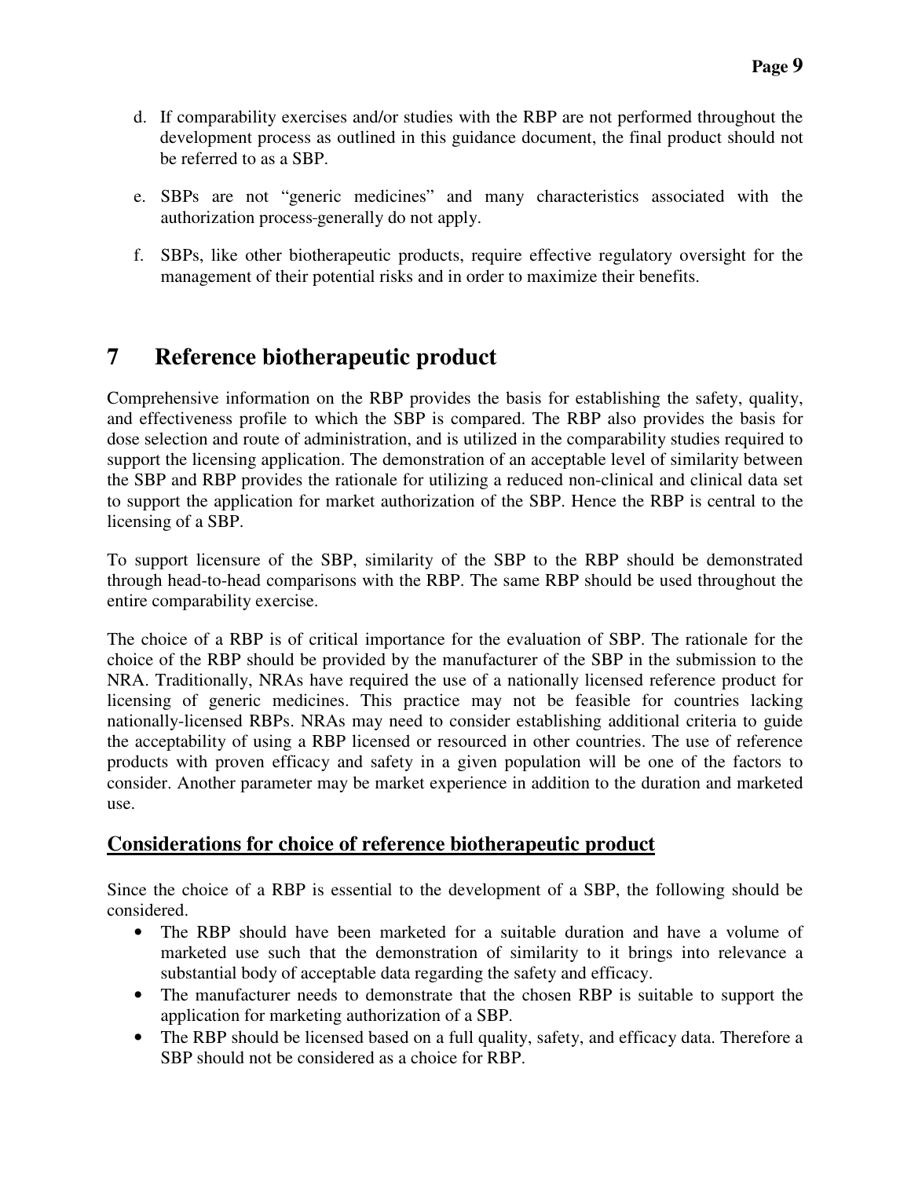d. If comparability exercises and/or studies with the RBP are not performed throughout the development process as outlined in this guidance document, the final product should not be referred to as a SBP.

e. SBPs are not "generic medicines" and many characteristics associated with the authorization process generally do not apply.

f. SBPs, like other biotherapeutic products, require effective regulatory oversight for the management of their potential risks and in order to maximize their benefits.

# 7 Reference biotherapeutic product

Comprehensive information on the RBP provides the basis for establishing the safety, quality, and effectiveness profile to which the SBP is compared. The RBP also provides the basis for dose selection and route of administration, and is utilized in the comparability studies required to support the licensing application. The demonstration of an acceptable level of similarity between the SBP and RBP provides the rationale for utilizing a reduced non-clinical and clinical data set to support the application for market authorization of the SBP. Hence the RBP is central to the licensing of a SBP.

To support licensure of the SBP, similarity of the SBP to the RBP should be demonstrated through head-to-head comparisons with the RBP. The same RBP should be used throughout the entire comparability exercise.

The choice of a RBP is of critical importance for the evaluation of SBP. The rationale for the choice of the RBP should be provided by the manufacturer of the SBP in the submission to the NRA. Traditionally, NRAs have required the use of a nationally licensed reference product for licensing of generic medicines. This practice may not be feasible for countries lacking nationally-licensed RBPs. NRAs may need to consider establishing additional criteria to guide the acceptability of using a RBP licensed or resourced in other countries. The use of reference products with proven efficacy and safety in a given population will be one of the factors to consider. Another parameter may be market experience in addition to the duration and marketed use.

## Considerations for choice of reference biotherapeutic product

Since the choice of a RBP is essential to the development of a SBP, the following should be considered.

- The RBP should have been marketed for a suitable duration and have a volume of marketed use such that the demonstration of similarity to it brings into relevance a substantial body of acceptable data regarding the safety and efficacy.
- The manufacturer needs to demonstrate that the chosen RBP is suitable to support the application for marketing authorization of a SBP.
- The RBP should be licensed based on a full quality, safety, and efficacy data. Therefore a SBP should not be considered as a choice for RBP.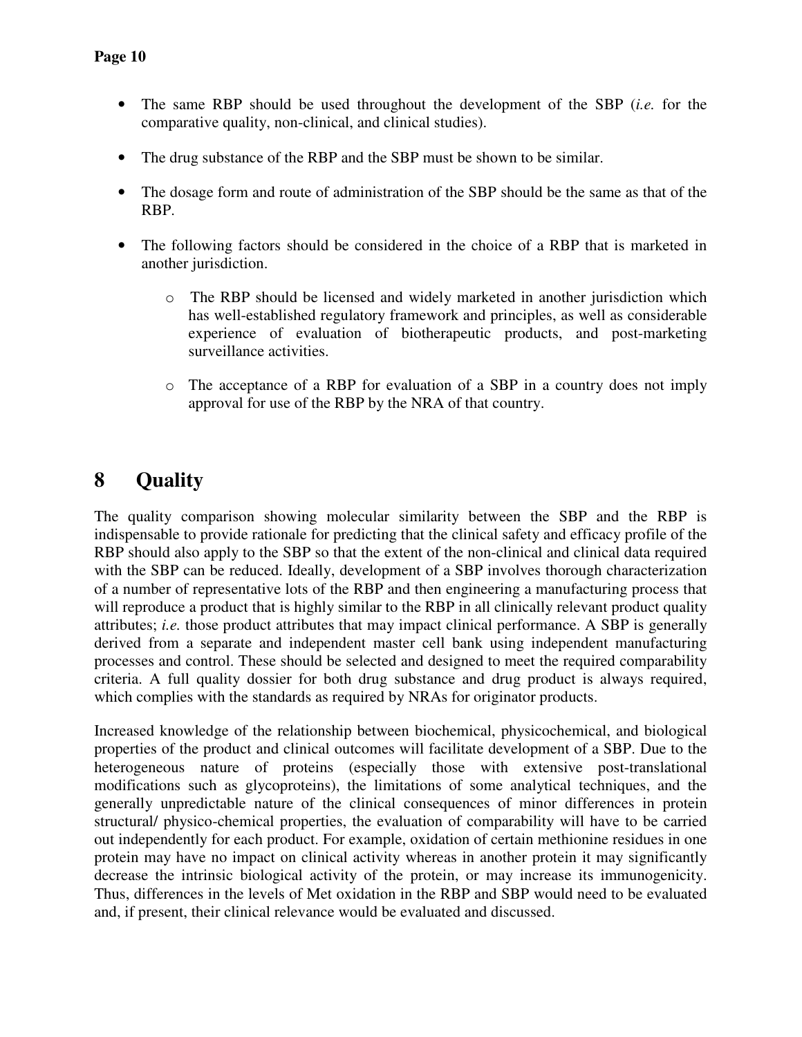- The same RBP should be used throughout the development of the SBP (*i.e.* for the comparative quality, non-clinical, and clinical studies).

- The drug substance of the RBP and the SBP must be shown to be similar.

- The dosage form and route of administration of the SBP should be the same as that of the RBP.

- The following factors should be considered in the choice of a RBP that is marketed in another jurisdiction.

    - The RBP should be licensed and widely marketed in another jurisdiction which has well-established regulatory framework and principles, as well as considerable experience of evaluation of biotherapeutic products, and post-marketing surveillance activities.

    - The acceptance of a RBP for evaluation of a SBP in a country does not imply approval for use of the RBP by the NRA of that country.

# 8 Quality

The quality comparison showing molecular similarity between the SBP and the RBP is indispensable to provide rationale for predicting that the clinical safety and efficacy profile of the RBP should also apply to the SBP so that the extent of the non-clinical and clinical data required with the SBP can be reduced. Ideally, development of a SBP involves thorough characterization of a number of representative lots of the RBP and then engineering a manufacturing process that will reproduce a product that is highly similar to the RBP in all clinically relevant product quality attributes; *i.e.* those product attributes that may impact clinical performance. A SBP is generally derived from a separate and independent master cell bank using independent manufacturing processes and control. These should be selected and designed to meet the required comparability criteria. A full quality dossier for both drug substance and drug product is always required, which complies with the standards as required by NRAs for originator products.

Increased knowledge of the relationship between biochemical, physicochemical, and biological properties of the product and clinical outcomes will facilitate development of a SBP. Due to the heterogeneous nature of proteins (especially those with extensive post-translational modifications such as glycoproteins), the limitations of some analytical techniques, and the generally unpredictable nature of the clinical consequences of minor differences in protein structural/ physico-chemical properties, the evaluation of comparability will have to be carried out independently for each product. For example, oxidation of certain methionine residues in one protein may have no impact on clinical activity whereas in another protein it may significantly decrease the intrinsic biological activity of the protein, or may increase its immunogenicity. Thus, differences in the levels of Met oxidation in the RBP and SBP would need to be evaluated and, if present, their clinical relevance would be evaluated and discussed.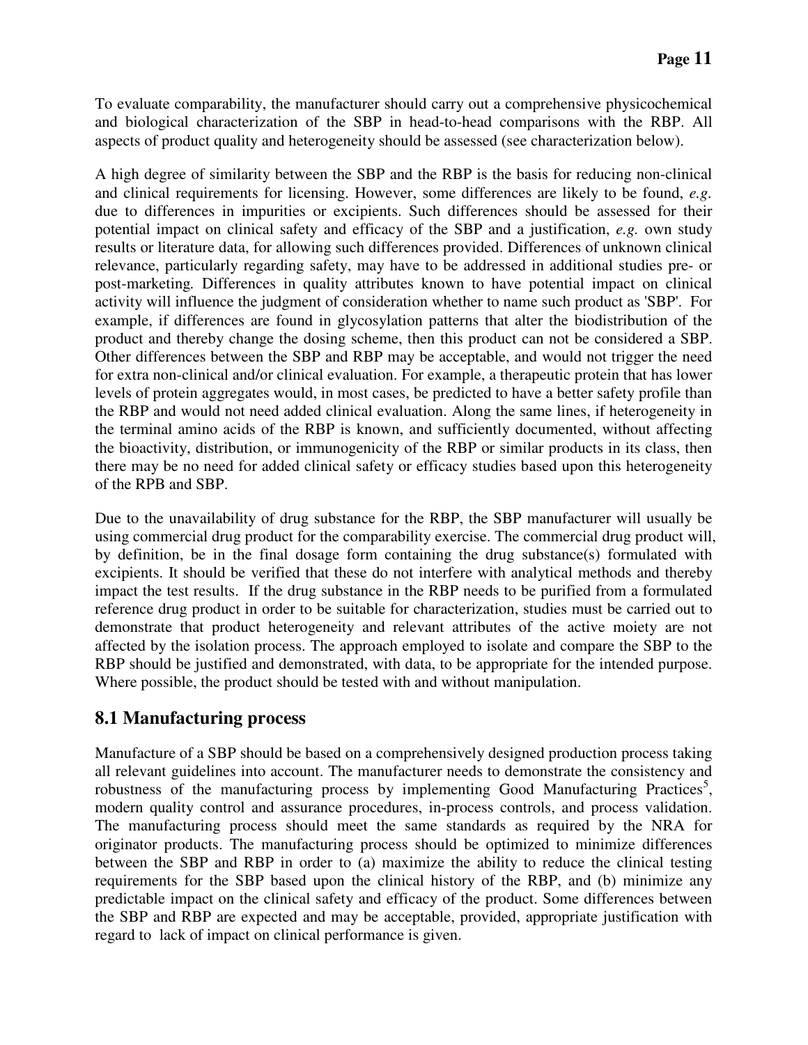To evaluate comparability, the manufacturer should carry out a comprehensive physicochemical and biological characterization of the SBP in head-to-head comparisons with the RBP. All aspects of product quality and heterogeneity should be assessed (see characterization below).

A high degree of similarity between the SBP and the RBP is the basis for reducing non-clinical and clinical requirements for licensing. However, some differences are likely to be found, *e.g.* due to differences in impurities or excipients. Such differences should be assessed for their potential impact on clinical safety and efficacy of the SBP and a justification, *e.g.* own study results or literature data, for allowing such differences provided. Differences of unknown clinical relevance, particularly regarding safety, may have to be addressed in additional studies pre- or post-marketing. Differences in quality attributes known to have potential impact on clinical activity will influence the judgment of consideration whether to name such product as 'SBP'. For example, if differences are found in glycosylation patterns that alter the biodistribution of the product and thereby change the dosing scheme, then this product can not be considered a SBP. Other differences between the SBP and RBP may be acceptable, and would not trigger the need for extra non-clinical and/or clinical evaluation. For example, a therapeutic protein that has lower levels of protein aggregates would, in most cases, be predicted to have a better safety profile than the RBP and would not need added clinical evaluation. Along the same lines, if heterogeneity in the terminal amino acids of the RBP is known, and sufficiently documented, without affecting the bioactivity, distribution, or immunogenicity of the RBP or similar products in its class, then there may be no need for added clinical safety or efficacy studies based upon this heterogeneity of the RPB and SBP.

Due to the unavailability of drug substance for the RBP, the SBP manufacturer will usually be using commercial drug product for the comparability exercise. The commercial drug product will, by definition, be in the final dosage form containing the drug substance(s) formulated with excipients. It should be verified that these do not interfere with analytical methods and thereby impact the test results. If the drug substance in the RBP needs to be purified from a formulated reference drug product in order to be suitable for characterization, studies must be carried out to demonstrate that product heterogeneity and relevant attributes of the active moiety are not affected by the isolation process. The approach employed to isolate and compare the SBP to the RBP should be justified and demonstrated, with data, to be appropriate for the intended purpose. Where possible, the product should be tested with and without manipulation.

## 8.1 Manufacturing process

Manufacture of a SBP should be based on a comprehensively designed production process taking all relevant guidelines into account. The manufacturer needs to demonstrate the consistency and robustness of the manufacturing process by implementing Good Manufacturing Practices[5], modern quality control and assurance procedures, in-process controls, and process validation. The manufacturing process should meet the same standards as required by the NRA for originator products. The manufacturing process should be optimized to minimize differences between the SBP and RBP in order to (a) maximize the ability to reduce the clinical testing requirements for the SBP based upon the clinical history of the RBP, and (b) minimize any predictable impact on the clinical safety and efficacy of the product. Some differences between the SBP and RBP are expected and may be acceptable, provided, appropriate justification with regard to lack of impact on clinical performance is given.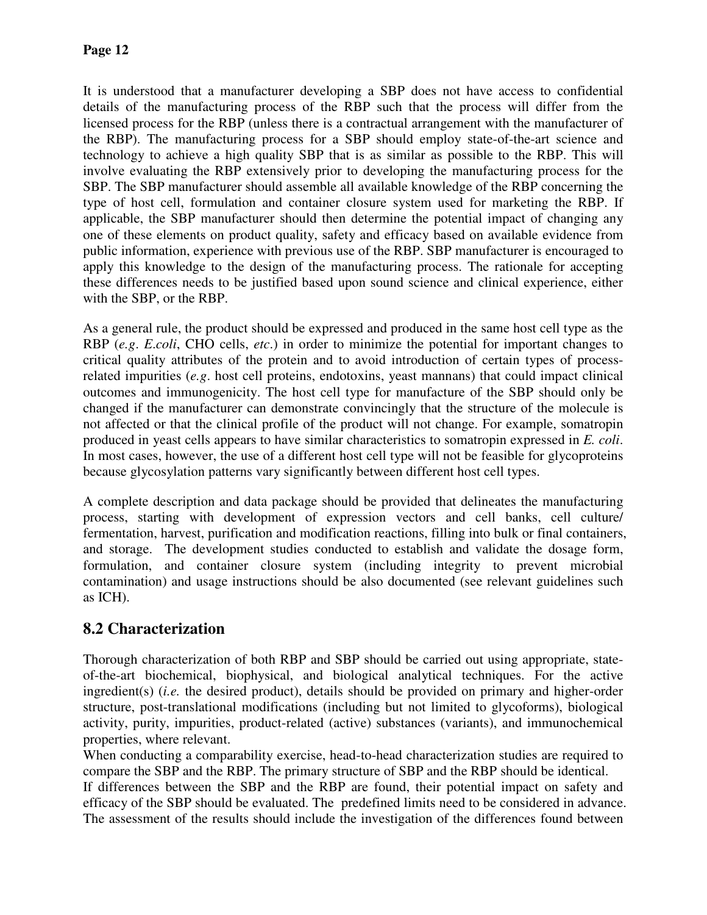It is understood that a manufacturer developing a SBP does not have access to confidential details of the manufacturing process of the RBP such that the process will differ from the licensed process for the RBP (unless there is a contractual arrangement with the manufacturer of the RBP). The manufacturing process for a SBP should employ state-of-the-art science and technology to achieve a high quality SBP that is as similar as possible to the RBP. This will involve evaluating the RBP extensively prior to developing the manufacturing process for the SBP. The SBP manufacturer should assemble all available knowledge of the RBP concerning the type of host cell, formulation and container closure system used for marketing the RBP. If applicable, the SBP manufacturer should then determine the potential impact of changing any one of these elements on product quality, safety and efficacy based on available evidence from public information, experience with previous use of the RBP. SBP manufacturer is encouraged to apply this knowledge to the design of the manufacturing process. The rationale for accepting these differences needs to be justified based upon sound science and clinical experience, either with the SBP, or the RBP.

As a general rule, the product should be expressed and produced in the same host cell type as the RBP (*e.g*. *E.coli*, CHO cells, *etc*.) in order to minimize the potential for important changes to critical quality attributes of the protein and to avoid introduction of certain types of process-related impurities (*e.g*. host cell proteins, endotoxins, yeast mannans) that could impact clinical outcomes and immunogenicity. The host cell type for manufacture of the SBP should only be changed if the manufacturer can demonstrate convincingly that the structure of the molecule is not affected or that the clinical profile of the product will not change. For example, somatropin produced in yeast cells appears to have similar characteristics to somatropin expressed in *E. coli*. In most cases, however, the use of a different host cell type will not be feasible for glycoproteins because glycosylation patterns vary significantly between different host cell types.

A complete description and data package should be provided that delineates the manufacturing process, starting with development of expression vectors and cell banks, cell culture/ fermentation, harvest, purification and modification reactions, filling into bulk or final containers, and storage. The development studies conducted to establish and validate the dosage form, formulation, and container closure system (including integrity to prevent microbial contamination) and usage instructions should be also documented (see relevant guidelines such as ICH).

## 8.2 Characterization

Thorough characterization of both RBP and SBP should be carried out using appropriate, state-of-the-art biochemical, biophysical, and biological analytical techniques. For the active ingredient(s) (*i.e.* the desired product), details should be provided on primary and higher-order structure, post-translational modifications (including but not limited to glycoforms), biological activity, purity, impurities, product-related (active) substances (variants), and immunochemical properties, where relevant.

When conducting a comparability exercise, head-to-head characterization studies are required to compare the SBP and the RBP. The primary structure of SBP and the RBP should be identical.

If differences between the SBP and the RBP are found, their potential impact on safety and efficacy of the SBP should be evaluated. The predefined limits need to be considered in advance. The assessment of the results should include the investigation of the differences found between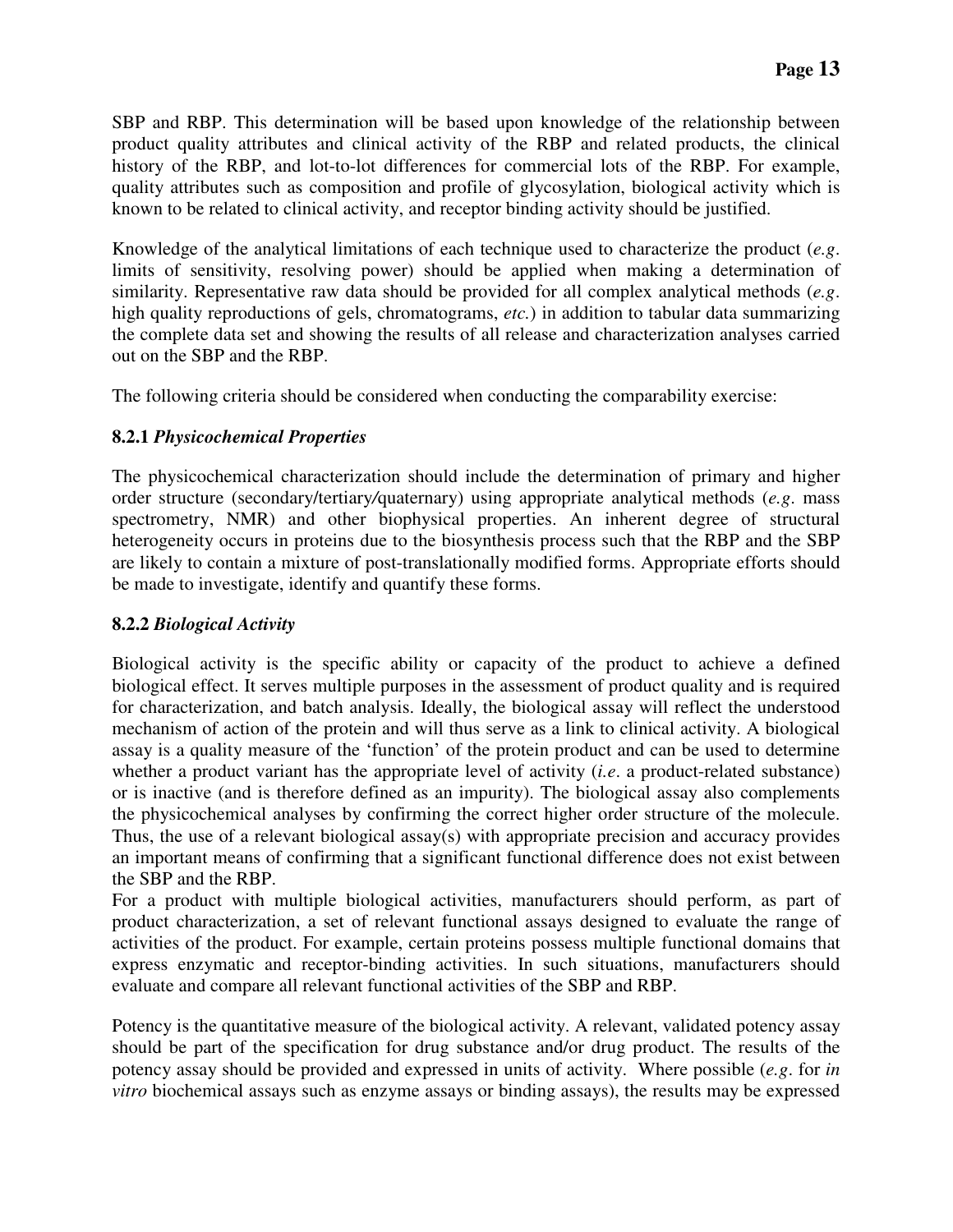SBP and RBP. This determination will be based upon knowledge of the relationship between product quality attributes and clinical activity of the RBP and related products, the clinical history of the RBP, and lot-to-lot differences for commercial lots of the RBP. For example, quality attributes such as composition and profile of glycosylation, biological activity which is known to be related to clinical activity, and receptor binding activity should be justified.

Knowledge of the analytical limitations of each technique used to characterize the product (*e.g*. limits of sensitivity, resolving power) should be applied when making a determination of similarity. Representative raw data should be provided for all complex analytical methods (*e.g*. high quality reproductions of gels, chromatograms, *etc.*) in addition to tabular data summarizing the complete data set and showing the results of all release and characterization analyses carried out on the SBP and the RBP.

The following criteria should be considered when conducting the comparability exercise:

### 8.2.1 *Physicochemical Properties*

The physicochemical characterization should include the determination of primary and higher order structure (secondary/tertiary/quaternary) using appropriate analytical methods (*e.g*. mass spectrometry, NMR) and other biophysical properties. An inherent degree of structural heterogeneity occurs in proteins due to the biosynthesis process such that the RBP and the SBP are likely to contain a mixture of post-translationally modified forms. Appropriate efforts should be made to investigate, identify and quantify these forms.

### 8.2.2 *Biological Activity*

Biological activity is the specific ability or capacity of the product to achieve a defined biological effect. It serves multiple purposes in the assessment of product quality and is required for characterization, and batch analysis. Ideally, the biological assay will reflect the understood mechanism of action of the protein and will thus serve as a link to clinical activity. A biological assay is a quality measure of the 'function' of the protein product and can be used to determine whether a product variant has the appropriate level of activity (*i.e*. a product-related substance) or is inactive (and is therefore defined as an impurity). The biological assay also complements the physicochemical analyses by confirming the correct higher order structure of the molecule. Thus, the use of a relevant biological assay(s) with appropriate precision and accuracy provides an important means of confirming that a significant functional difference does not exist between the SBP and the RBP.

For a product with multiple biological activities, manufacturers should perform, as part of product characterization, a set of relevant functional assays designed to evaluate the range of activities of the product. For example, certain proteins possess multiple functional domains that express enzymatic and receptor-binding activities. In such situations, manufacturers should evaluate and compare all relevant functional activities of the SBP and RBP.

Potency is the quantitative measure of the biological activity. A relevant, validated potency assay should be part of the specification for drug substance and/or drug product. The results of the potency assay should be provided and expressed in units of activity. Where possible (*e.g*. for *in vitro* biochemical assays such as enzyme assays or binding assays), the results may be expressed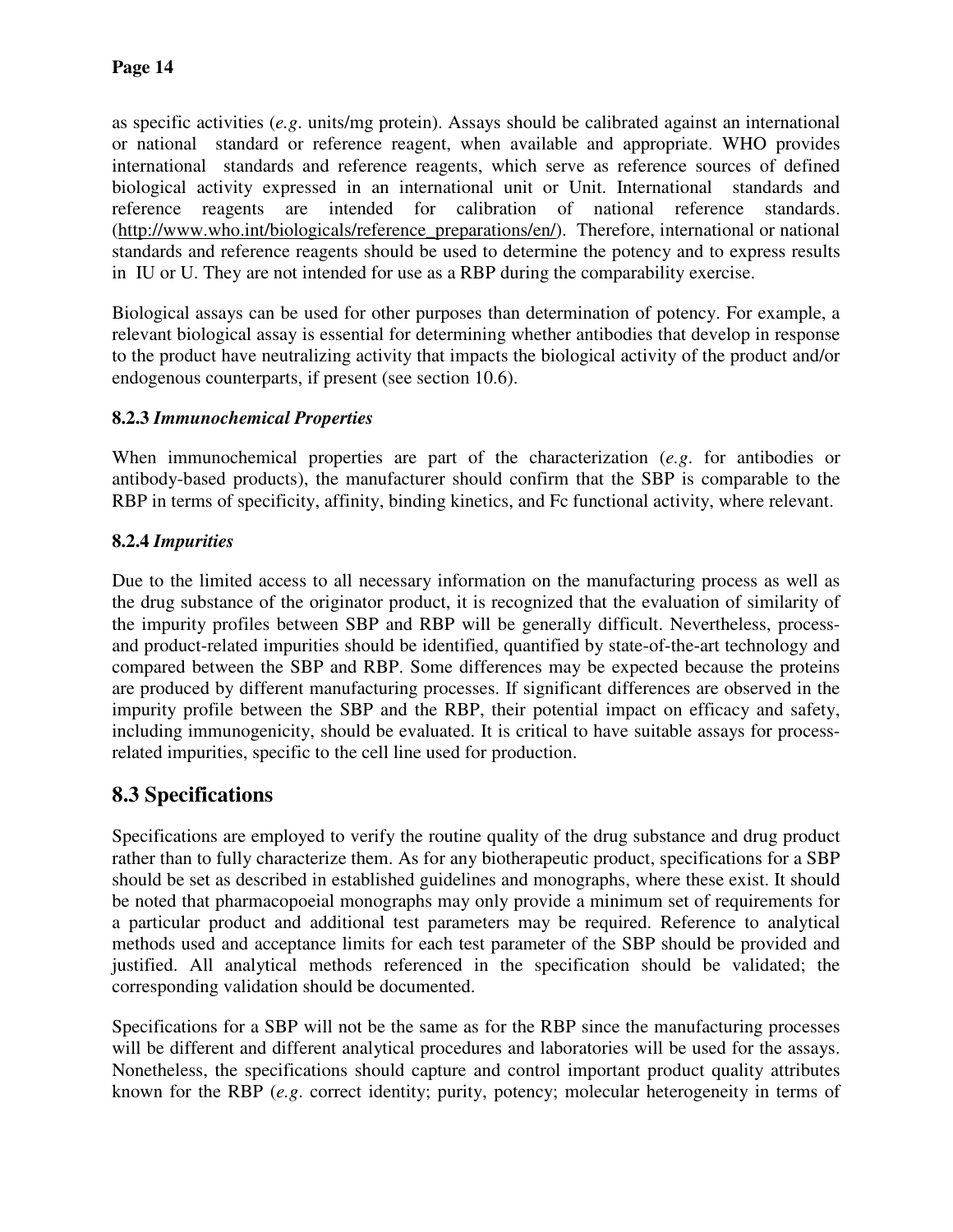as specific activities (*e.g*. units/mg protein). Assays should be calibrated against an international or national standard or reference reagent, when available and appropriate. WHO provides international standards and reference reagents, which serve as reference sources of defined biological activity expressed in an international unit or Unit. International standards and reference reagents are intended for calibration of national reference standards. (http://www.who.int/biologicals/reference_preparations/en/). Therefore, international or national standards and reference reagents should be used to determine the potency and to express results in IU or U. They are not intended for use as a RBP during the comparability exercise.

Biological assays can be used for other purposes than determination of potency. For example, a relevant biological assay is essential for determining whether antibodies that develop in response to the product have neutralizing activity that impacts the biological activity of the product and/or endogenous counterparts, if present (see section 10.6).

### 8.2.3 *Immunochemical Properties*

When immunochemical properties are part of the characterization (*e.g*. for antibodies or antibody-based products), the manufacturer should confirm that the SBP is comparable to the RBP in terms of specificity, affinity, binding kinetics, and Fc functional activity, where relevant.

### 8.2.4 *Impurities*

Due to the limited access to all necessary information on the manufacturing process as well as the drug substance of the originator product, it is recognized that the evaluation of similarity of the impurity profiles between SBP and RBP will be generally difficult. Nevertheless, process- and product-related impurities should be identified, quantified by state-of-the-art technology and compared between the SBP and RBP. Some differences may be expected because the proteins are produced by different manufacturing processes. If significant differences are observed in the impurity profile between the SBP and the RBP, their potential impact on efficacy and safety, including immunogenicity, should be evaluated. It is critical to have suitable assays for process-related impurities, specific to the cell line used for production.

## 8.3 Specifications

Specifications are employed to verify the routine quality of the drug substance and drug product rather than to fully characterize them. As for any biotherapeutic product, specifications for a SBP should be set as described in established guidelines and monographs, where these exist. It should be noted that pharmacopoeial monographs may only provide a minimum set of requirements for a particular product and additional test parameters may be required. Reference to analytical methods used and acceptance limits for each test parameter of the SBP should be provided and justified. All analytical methods referenced in the specification should be validated; the corresponding validation should be documented.

Specifications for a SBP will not be the same as for the RBP since the manufacturing processes will be different and different analytical procedures and laboratories will be used for the assays. Nonetheless, the specifications should capture and control important product quality attributes known for the RBP (*e.g*. correct identity; purity, potency; molecular heterogeneity in terms of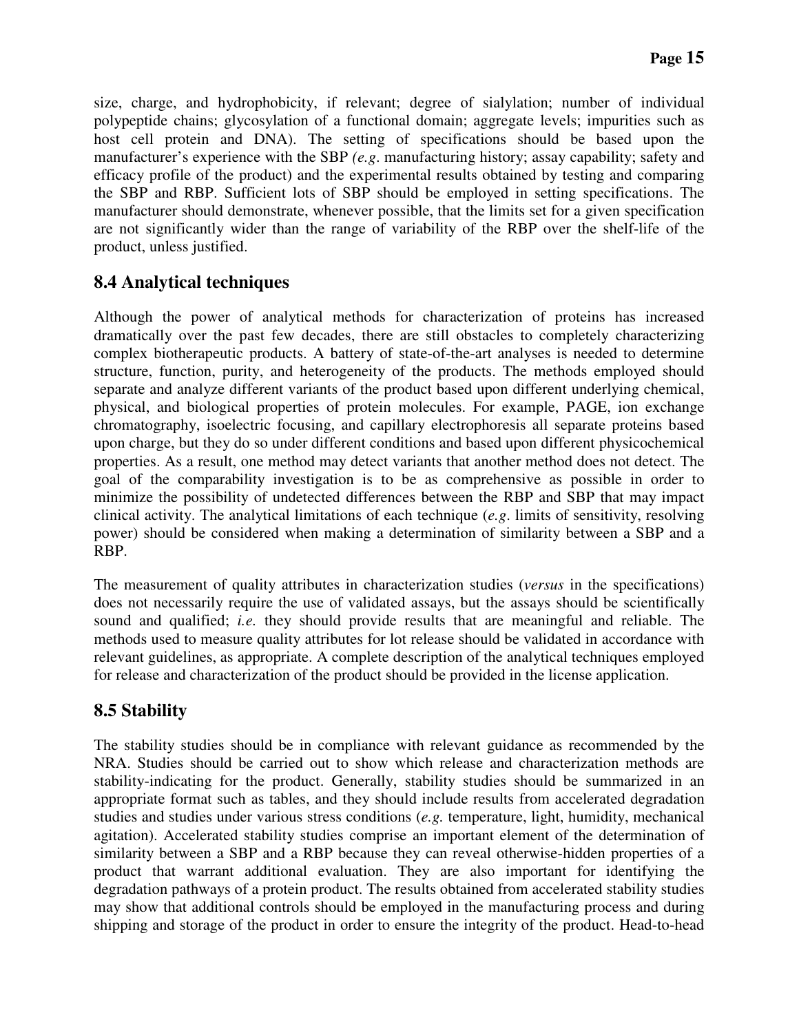size, charge, and hydrophobicity, if relevant; degree of sialylation; number of individual polypeptide chains; glycosylation of a functional domain; aggregate levels; impurities such as host cell protein and DNA). The setting of specifications should be based upon the manufacturer's experience with the SBP *(e.g.* manufacturing history; assay capability; safety and efficacy profile of the product) and the experimental results obtained by testing and comparing the SBP and RBP. Sufficient lots of SBP should be employed in setting specifications. The manufacturer should demonstrate, whenever possible, that the limits set for a given specification are not significantly wider than the range of variability of the RBP over the shelf-life of the product, unless justified.

## 8.4 Analytical techniques

Although the power of analytical methods for characterization of proteins has increased dramatically over the past few decades, there are still obstacles to completely characterizing complex biotherapeutic products. A battery of state-of-the-art analyses is needed to determine structure, function, purity, and heterogeneity of the products. The methods employed should separate and analyze different variants of the product based upon different underlying chemical, physical, and biological properties of protein molecules. For example, PAGE, ion exchange chromatography, isoelectric focusing, and capillary electrophoresis all separate proteins based upon charge, but they do so under different conditions and based upon different physicochemical properties. As a result, one method may detect variants that another method does not detect. The goal of the comparability investigation is to be as comprehensive as possible in order to minimize the possibility of undetected differences between the RBP and SBP that may impact clinical activity. The analytical limitations of each technique (*e.g*. limits of sensitivity, resolving power) should be considered when making a determination of similarity between a SBP and a RBP.

The measurement of quality attributes in characterization studies (*versus* in the specifications) does not necessarily require the use of validated assays, but the assays should be scientifically sound and qualified; *i.e.* they should provide results that are meaningful and reliable. The methods used to measure quality attributes for lot release should be validated in accordance with relevant guidelines, as appropriate. A complete description of the analytical techniques employed for release and characterization of the product should be provided in the license application.

## 8.5 Stability

The stability studies should be in compliance with relevant guidance as recommended by the NRA. Studies should be carried out to show which release and characterization methods are stability-indicating for the product. Generally, stability studies should be summarized in an appropriate format such as tables, and they should include results from accelerated degradation studies and studies under various stress conditions (*e.g.* temperature, light, humidity, mechanical agitation). Accelerated stability studies comprise an important element of the determination of similarity between a SBP and a RBP because they can reveal otherwise-hidden properties of a product that warrant additional evaluation. They are also important for identifying the degradation pathways of a protein product. The results obtained from accelerated stability studies may show that additional controls should be employed in the manufacturing process and during shipping and storage of the product in order to ensure the integrity of the product. Head-to-head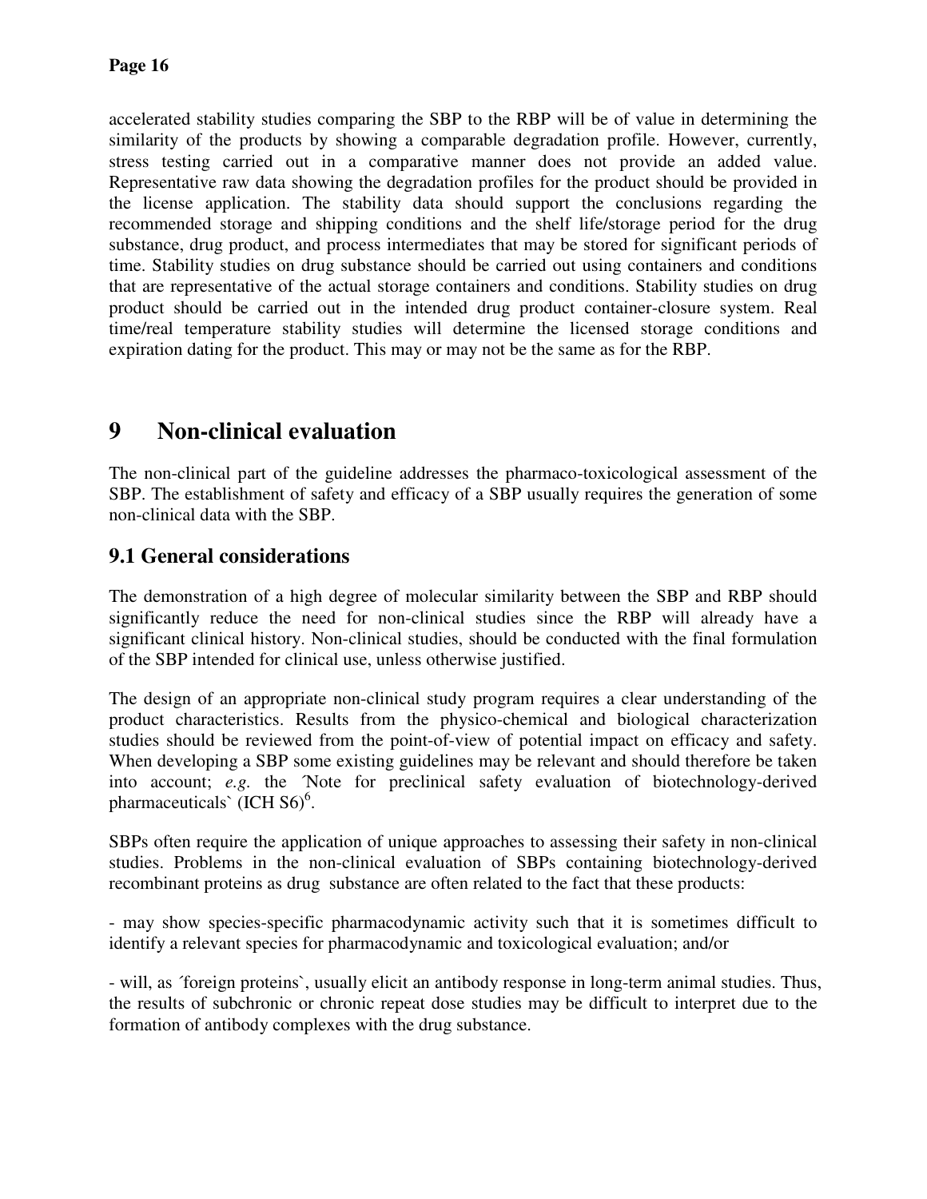accelerated stability studies comparing the SBP to the RBP will be of value in determining the similarity of the products by showing a comparable degradation profile. However, currently, stress testing carried out in a comparative manner does not provide an added value. Representative raw data showing the degradation profiles for the product should be provided in the license application. The stability data should support the conclusions regarding the recommended storage and shipping conditions and the shelf life/storage period for the drug substance, drug product, and process intermediates that may be stored for significant periods of time. Stability studies on drug substance should be carried out using containers and conditions that are representative of the actual storage containers and conditions. Stability studies on drug product should be carried out in the intended drug product container-closure system. Real time/real temperature stability studies will determine the licensed storage conditions and expiration dating for the product. This may or may not be the same as for the RBP.

# 9 Non-clinical evaluation

The non-clinical part of the guideline addresses the pharmaco-toxicological assessment of the SBP. The establishment of safety and efficacy of a SBP usually requires the generation of some non-clinical data with the SBP.

## 9.1 General considerations

The demonstration of a high degree of molecular similarity between the SBP and RBP should significantly reduce the need for non-clinical studies since the RBP will already have a significant clinical history. Non-clinical studies, should be conducted with the final formulation of the SBP intended for clinical use, unless otherwise justified.

The design of an appropriate non-clinical study program requires a clear understanding of the product characteristics. Results from the physico-chemical and biological characterization studies should be reviewed from the point-of-view of potential impact on efficacy and safety. When developing a SBP some existing guidelines may be relevant and should therefore be taken into account; *e.g.* the ´Note for preclinical safety evaluation of biotechnology-derived pharmaceuticals` (ICH S6)[6].

SBPs often require the application of unique approaches to assessing their safety in non-clinical studies. Problems in the non-clinical evaluation of SBPs containing biotechnology-derived recombinant proteins as drug substance are often related to the fact that these products:

- may show species-specific pharmacodynamic activity such that it is sometimes difficult to identify a relevant species for pharmacodynamic and toxicological evaluation; and/or

- will, as ´foreign proteins`, usually elicit an antibody response in long-term animal studies. Thus, the results of subchronic or chronic repeat dose studies may be difficult to interpret due to the formation of antibody complexes with the drug substance.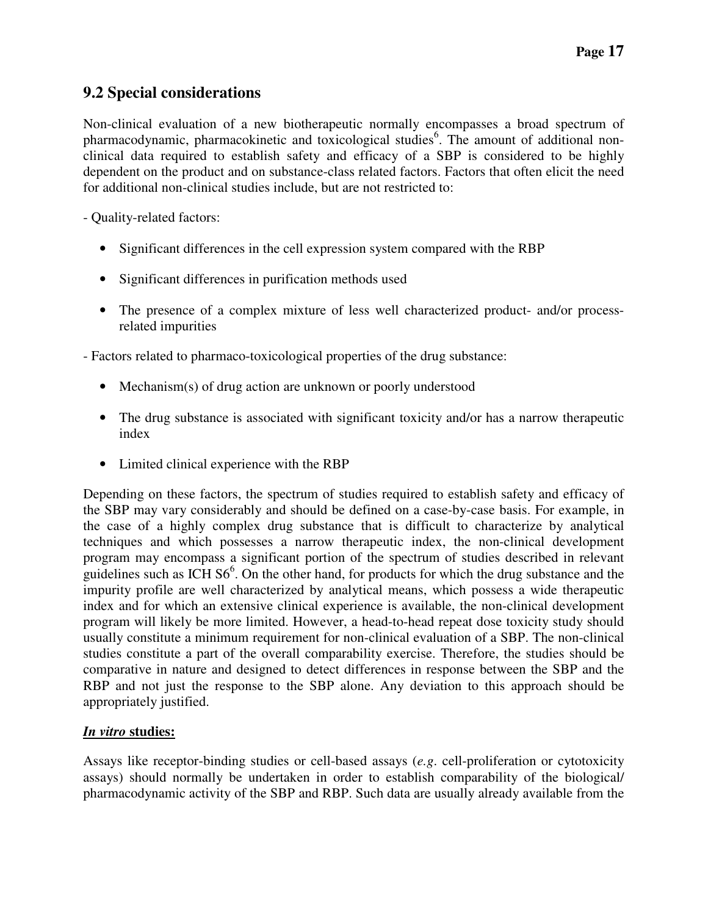## 9.2 Special considerations

Non-clinical evaluation of a new biotherapeutic normally encompasses a broad spectrum of pharmacodynamic, pharmacokinetic and toxicological studies[6]. The amount of additional non-clinical data required to establish safety and efficacy of a SBP is considered to be highly dependent on the product and on substance-class related factors. Factors that often elicit the need for additional non-clinical studies include, but are not restricted to:

- Quality-related factors:

- Significant differences in the cell expression system compared with the RBP
- Significant differences in purification methods used
- The presence of a complex mixture of less well characterized product- and/or process-related impurities

- Factors related to pharmaco-toxicological properties of the drug substance:

- Mechanism(s) of drug action are unknown or poorly understood
- The drug substance is associated with significant toxicity and/or has a narrow therapeutic index
- Limited clinical experience with the RBP

Depending on these factors, the spectrum of studies required to establish safety and efficacy of the SBP may vary considerably and should be defined on a case-by-case basis. For example, in the case of a highly complex drug substance that is difficult to characterize by analytical techniques and which possesses a narrow therapeutic index, the non-clinical development program may encompass a significant portion of the spectrum of studies described in relevant guidelines such as ICH S6[6]. On the other hand, for products for which the drug substance and the impurity profile are well characterized by analytical means, which possess a wide therapeutic index and for which an extensive clinical experience is available, the non-clinical development program will likely be more limited. However, a head-to-head repeat dose toxicity study should usually constitute a minimum requirement for non-clinical evaluation of a SBP. The non-clinical studies constitute a part of the overall comparability exercise. Therefore, the studies should be comparative in nature and designed to detect differences in response between the SBP and the RBP and not just the response to the SBP alone. Any deviation to this approach should be appropriately justified.

***In vitro* studies:**

Assays like receptor-binding studies or cell-based assays (*e.g*. cell-proliferation or cytotoxicity assays) should normally be undertaken in order to establish comparability of the biological/ pharmacodynamic activity of the SBP and RBP. Such data are usually already available from the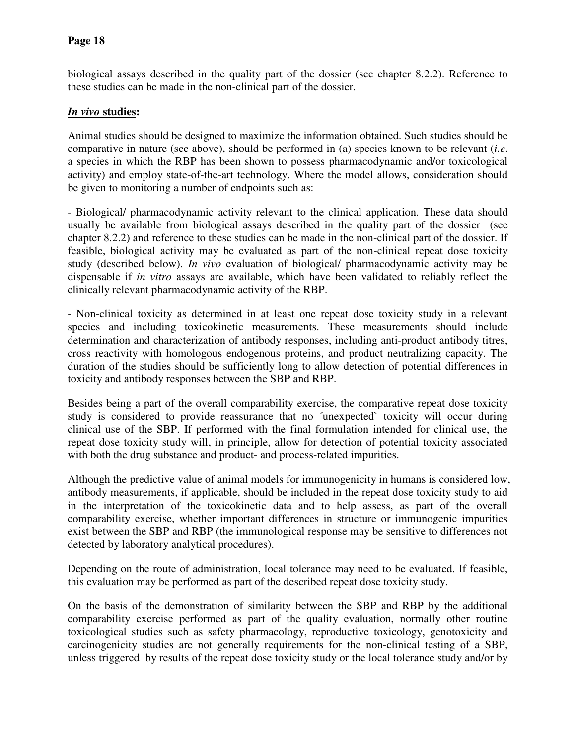biological assays described in the quality part of the dossier (see chapter 8.2.2). Reference to these studies can be made in the non-clinical part of the dossier.

***In vivo* studies:**

Animal studies should be designed to maximize the information obtained. Such studies should be comparative in nature (see above), should be performed in (a) species known to be relevant (*i.e*. a species in which the RBP has been shown to possess pharmacodynamic and/or toxicological activity) and employ state-of-the-art technology. Where the model allows, consideration should be given to monitoring a number of endpoints such as:

- Biological/ pharmacodynamic activity relevant to the clinical application. These data should usually be available from biological assays described in the quality part of the dossier (see chapter 8.2.2) and reference to these studies can be made in the non-clinical part of the dossier. If feasible, biological activity may be evaluated as part of the non-clinical repeat dose toxicity study (described below). *In vivo* evaluation of biological/ pharmacodynamic activity may be dispensable if *in vitro* assays are available, which have been validated to reliably reflect the clinically relevant pharmacodynamic activity of the RBP.

- Non-clinical toxicity as determined in at least one repeat dose toxicity study in a relevant species and including toxicokinetic measurements. These measurements should include determination and characterization of antibody responses, including anti-product antibody titres, cross reactivity with homologous endogenous proteins, and product neutralizing capacity. The duration of the studies should be sufficiently long to allow detection of potential differences in toxicity and antibody responses between the SBP and RBP.

Besides being a part of the overall comparability exercise, the comparative repeat dose toxicity study is considered to provide reassurance that no ´unexpected` toxicity will occur during clinical use of the SBP. If performed with the final formulation intended for clinical use, the repeat dose toxicity study will, in principle, allow for detection of potential toxicity associated with both the drug substance and product- and process-related impurities.

Although the predictive value of animal models for immunogenicity in humans is considered low, antibody measurements, if applicable, should be included in the repeat dose toxicity study to aid in the interpretation of the toxicokinetic data and to help assess, as part of the overall comparability exercise, whether important differences in structure or immunogenic impurities exist between the SBP and RBP (the immunological response may be sensitive to differences not detected by laboratory analytical procedures).

Depending on the route of administration, local tolerance may need to be evaluated. If feasible, this evaluation may be performed as part of the described repeat dose toxicity study.

On the basis of the demonstration of similarity between the SBP and RBP by the additional comparability exercise performed as part of the quality evaluation, normally other routine toxicological studies such as safety pharmacology, reproductive toxicology, genotoxicity and carcinogenicity studies are not generally requirements for the non-clinical testing of a SBP, unless triggered by results of the repeat dose toxicity study or the local tolerance study and/or by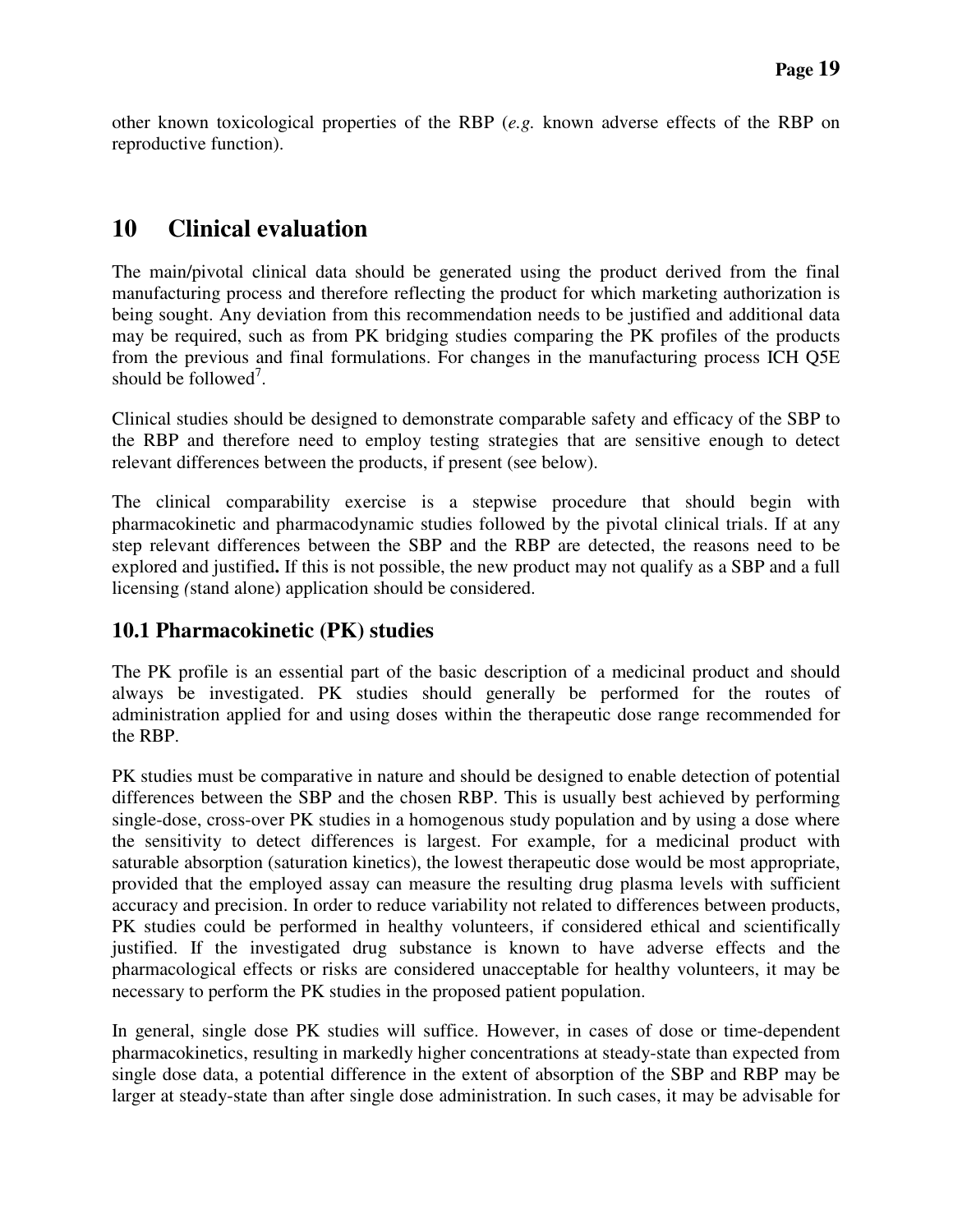other known toxicological properties of the RBP (*e.g.* known adverse effects of the RBP on reproductive function).

# 10 Clinical evaluation

The main/pivotal clinical data should be generated using the product derived from the final manufacturing process and therefore reflecting the product for which marketing authorization is being sought. Any deviation from this recommendation needs to be justified and additional data may be required, such as from PK bridging studies comparing the PK profiles of the products from the previous and final formulations. For changes in the manufacturing process ICH Q5E should be followed[7].

Clinical studies should be designed to demonstrate comparable safety and efficacy of the SBP to the RBP and therefore need to employ testing strategies that are sensitive enough to detect relevant differences between the products, if present (see below).

The clinical comparability exercise is a stepwise procedure that should begin with pharmacokinetic and pharmacodynamic studies followed by the pivotal clinical trials. If at any step relevant differences between the SBP and the RBP are detected, the reasons need to be explored and justified**.** If this is not possible, the new product may not qualify as a SBP and a full licensing *(*stand alone) application should be considered.

## 10.1 Pharmacokinetic (PK) studies

The PK profile is an essential part of the basic description of a medicinal product and should always be investigated. PK studies should generally be performed for the routes of administration applied for and using doses within the therapeutic dose range recommended for the RBP.

PK studies must be comparative in nature and should be designed to enable detection of potential differences between the SBP and the chosen RBP. This is usually best achieved by performing single-dose, cross-over PK studies in a homogenous study population and by using a dose where the sensitivity to detect differences is largest. For example, for a medicinal product with saturable absorption (saturation kinetics), the lowest therapeutic dose would be most appropriate, provided that the employed assay can measure the resulting drug plasma levels with sufficient accuracy and precision. In order to reduce variability not related to differences between products, PK studies could be performed in healthy volunteers, if considered ethical and scientifically justified. If the investigated drug substance is known to have adverse effects and the pharmacological effects or risks are considered unacceptable for healthy volunteers, it may be necessary to perform the PK studies in the proposed patient population.

In general, single dose PK studies will suffice. However, in cases of dose or time-dependent pharmacokinetics, resulting in markedly higher concentrations at steady-state than expected from single dose data, a potential difference in the extent of absorption of the SBP and RBP may be larger at steady-state than after single dose administration. In such cases, it may be advisable for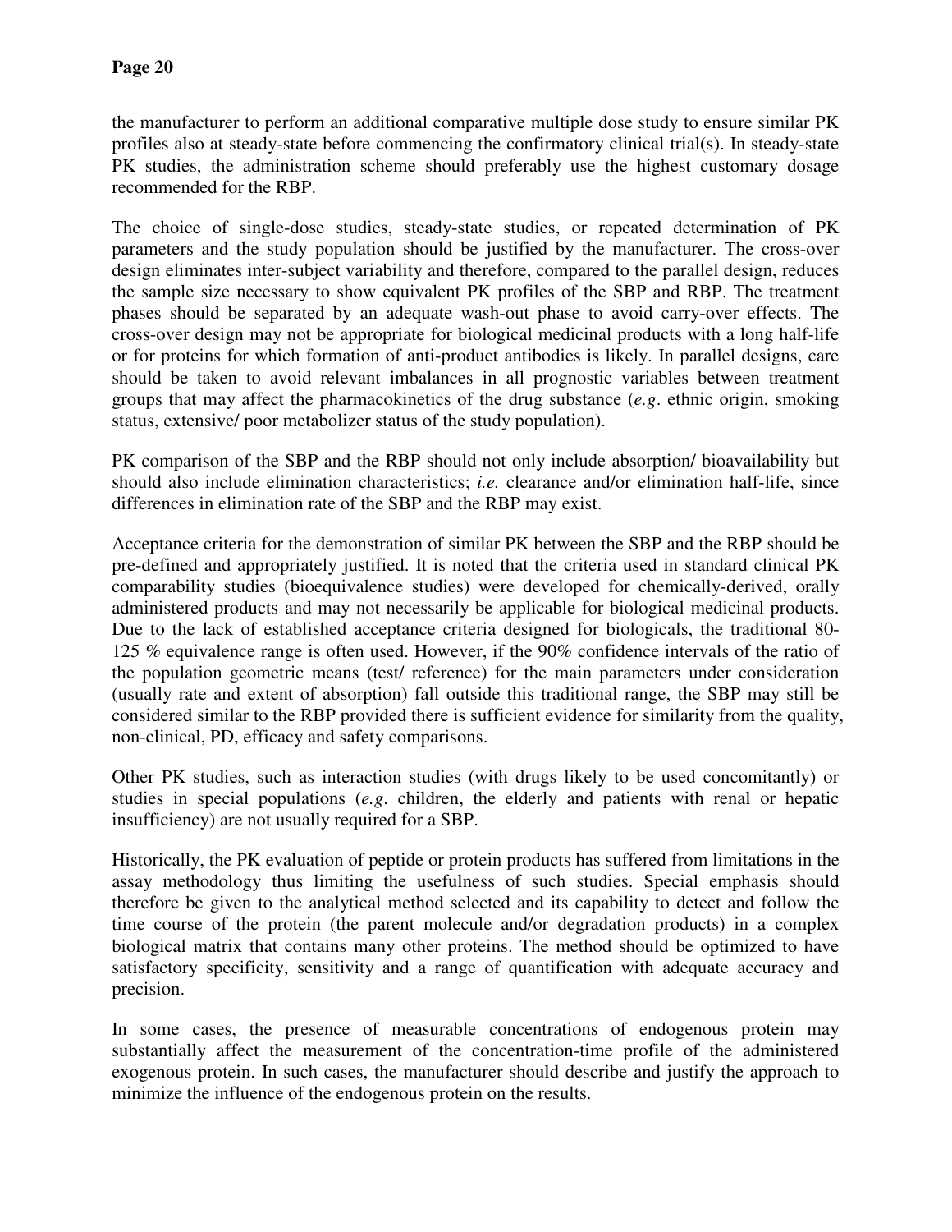the manufacturer to perform an additional comparative multiple dose study to ensure similar PK profiles also at steady-state before commencing the confirmatory clinical trial(s). In steady-state PK studies, the administration scheme should preferably use the highest customary dosage recommended for the RBP.

The choice of single-dose studies, steady-state studies, or repeated determination of PK parameters and the study population should be justified by the manufacturer. The cross-over design eliminates inter-subject variability and therefore, compared to the parallel design, reduces the sample size necessary to show equivalent PK profiles of the SBP and RBP. The treatment phases should be separated by an adequate wash-out phase to avoid carry-over effects. The cross-over design may not be appropriate for biological medicinal products with a long half-life or for proteins for which formation of anti-product antibodies is likely. In parallel designs, care should be taken to avoid relevant imbalances in all prognostic variables between treatment groups that may affect the pharmacokinetics of the drug substance (*e.g*. ethnic origin, smoking status, extensive/ poor metabolizer status of the study population).

PK comparison of the SBP and the RBP should not only include absorption/ bioavailability but should also include elimination characteristics; *i.e.* clearance and/or elimination half-life, since differences in elimination rate of the SBP and the RBP may exist.

Acceptance criteria for the demonstration of similar PK between the SBP and the RBP should be pre-defined and appropriately justified. It is noted that the criteria used in standard clinical PK comparability studies (bioequivalence studies) were developed for chemically-derived, orally administered products and may not necessarily be applicable for biological medicinal products. Due to the lack of established acceptance criteria designed for biologicals, the traditional 80-125 % equivalence range is often used. However, if the 90% confidence intervals of the ratio of the population geometric means (test/ reference) for the main parameters under consideration (usually rate and extent of absorption) fall outside this traditional range, the SBP may still be considered similar to the RBP provided there is sufficient evidence for similarity from the quality, non-clinical, PD, efficacy and safety comparisons.

Other PK studies, such as interaction studies (with drugs likely to be used concomitantly) or studies in special populations (*e.g*. children, the elderly and patients with renal or hepatic insufficiency) are not usually required for a SBP.

Historically, the PK evaluation of peptide or protein products has suffered from limitations in the assay methodology thus limiting the usefulness of such studies. Special emphasis should therefore be given to the analytical method selected and its capability to detect and follow the time course of the protein (the parent molecule and/or degradation products) in a complex biological matrix that contains many other proteins. The method should be optimized to have satisfactory specificity, sensitivity and a range of quantification with adequate accuracy and precision.

In some cases, the presence of measurable concentrations of endogenous protein may substantially affect the measurement of the concentration-time profile of the administered exogenous protein. In such cases, the manufacturer should describe and justify the approach to minimize the influence of the endogenous protein on the results.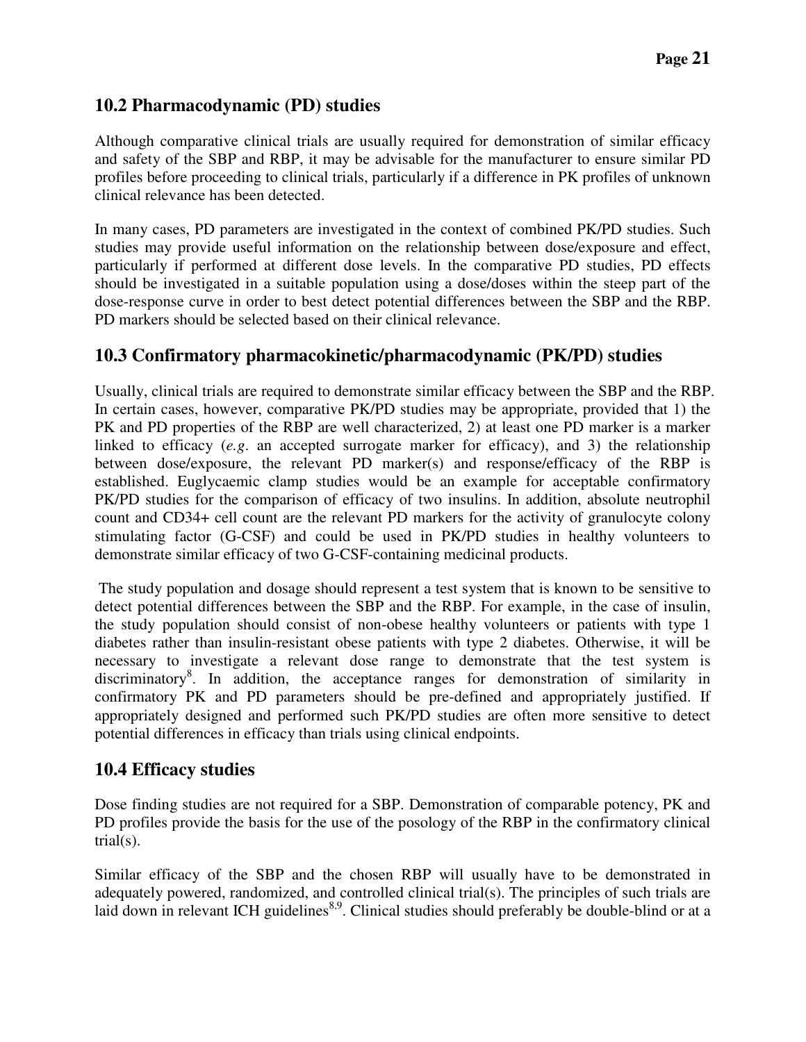## 10.2 Pharmacodynamic (PD) studies

Although comparative clinical trials are usually required for demonstration of similar efficacy and safety of the SBP and RBP, it may be advisable for the manufacturer to ensure similar PD profiles before proceeding to clinical trials, particularly if a difference in PK profiles of unknown clinical relevance has been detected.

In many cases, PD parameters are investigated in the context of combined PK/PD studies. Such studies may provide useful information on the relationship between dose/exposure and effect, particularly if performed at different dose levels. In the comparative PD studies, PD effects should be investigated in a suitable population using a dose/doses within the steep part of the dose-response curve in order to best detect potential differences between the SBP and the RBP. PD markers should be selected based on their clinical relevance.

## 10.3 Confirmatory pharmacokinetic/pharmacodynamic (PK/PD) studies

Usually, clinical trials are required to demonstrate similar efficacy between the SBP and the RBP. In certain cases, however, comparative PK/PD studies may be appropriate, provided that 1) the PK and PD properties of the RBP are well characterized, 2) at least one PD marker is a marker linked to efficacy (*e.g*. an accepted surrogate marker for efficacy), and 3) the relationship between dose/exposure, the relevant PD marker(s) and response/efficacy of the RBP is established. Euglycaemic clamp studies would be an example for acceptable confirmatory PK/PD studies for the comparison of efficacy of two insulins. In addition, absolute neutrophil count and CD34+ cell count are the relevant PD markers for the activity of granulocyte colony stimulating factor (G-CSF) and could be used in PK/PD studies in healthy volunteers to demonstrate similar efficacy of two G-CSF-containing medicinal products.

The study population and dosage should represent a test system that is known to be sensitive to detect potential differences between the SBP and the RBP. For example, in the case of insulin, the study population should consist of non-obese healthy volunteers or patients with type 1 diabetes rather than insulin-resistant obese patients with type 2 diabetes. Otherwise, it will be necessary to investigate a relevant dose range to demonstrate that the test system is discriminatory[8]. In addition, the acceptance ranges for demonstration of similarity in confirmatory PK and PD parameters should be pre-defined and appropriately justified. If appropriately designed and performed such PK/PD studies are often more sensitive to detect potential differences in efficacy than trials using clinical endpoints.

## 10.4 Efficacy studies

Dose finding studies are not required for a SBP. Demonstration of comparable potency, PK and PD profiles provide the basis for the use of the posology of the RBP in the confirmatory clinical trial(s).

Similar efficacy of the SBP and the chosen RBP will usually have to be demonstrated in adequately powered, randomized, and controlled clinical trial(s). The principles of such trials are laid down in relevant ICH guidelines[8,9]. Clinical studies should preferably be double-blind or at a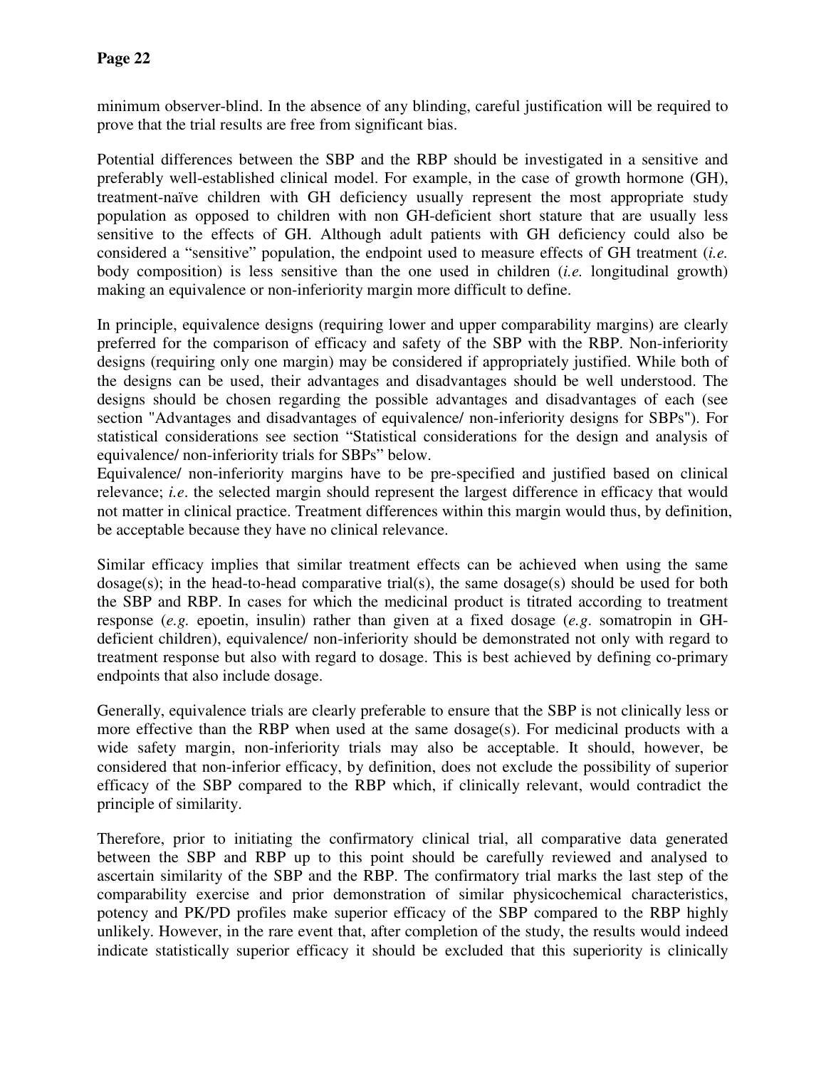minimum observer-blind. In the absence of any blinding, careful justification will be required to prove that the trial results are free from significant bias.

Potential differences between the SBP and the RBP should be investigated in a sensitive and preferably well-established clinical model. For example, in the case of growth hormone (GH), treatment-naïve children with GH deficiency usually represent the most appropriate study population as opposed to children with non GH-deficient short stature that are usually less sensitive to the effects of GH. Although adult patients with GH deficiency could also be considered a "sensitive" population, the endpoint used to measure effects of GH treatment (*i.e.* body composition) is less sensitive than the one used in children (*i.e.* longitudinal growth) making an equivalence or non-inferiority margin more difficult to define.

In principle, equivalence designs (requiring lower and upper comparability margins) are clearly preferred for the comparison of efficacy and safety of the SBP with the RBP. Non-inferiority designs (requiring only one margin) may be considered if appropriately justified. While both of the designs can be used, their advantages and disadvantages should be well understood. The designs should be chosen regarding the possible advantages and disadvantages of each (see section "Advantages and disadvantages of equivalence/ non-inferiority designs for SBPs"). For statistical considerations see section "Statistical considerations for the design and analysis of equivalence/ non-inferiority trials for SBPs" below.

Equivalence/ non-inferiority margins have to be pre-specified and justified based on clinical relevance; *i.e*. the selected margin should represent the largest difference in efficacy that would not matter in clinical practice. Treatment differences within this margin would thus, by definition, be acceptable because they have no clinical relevance.

Similar efficacy implies that similar treatment effects can be achieved when using the same dosage(s); in the head-to-head comparative trial(s), the same dosage(s) should be used for both the SBP and RBP. In cases for which the medicinal product is titrated according to treatment response (*e.g.* epoetin, insulin) rather than given at a fixed dosage (*e.g*. somatropin in GH-deficient children), equivalence/ non-inferiority should be demonstrated not only with regard to treatment response but also with regard to dosage. This is best achieved by defining co-primary endpoints that also include dosage.

Generally, equivalence trials are clearly preferable to ensure that the SBP is not clinically less or more effective than the RBP when used at the same dosage(s). For medicinal products with a wide safety margin, non-inferiority trials may also be acceptable. It should, however, be considered that non-inferior efficacy, by definition, does not exclude the possibility of superior efficacy of the SBP compared to the RBP which, if clinically relevant, would contradict the principle of similarity.

Therefore, prior to initiating the confirmatory clinical trial, all comparative data generated between the SBP and RBP up to this point should be carefully reviewed and analysed to ascertain similarity of the SBP and the RBP. The confirmatory trial marks the last step of the comparability exercise and prior demonstration of similar physicochemical characteristics, potency and PK/PD profiles make superior efficacy of the SBP compared to the RBP highly unlikely. However, in the rare event that, after completion of the study, the results would indeed indicate statistically superior efficacy it should be excluded that this superiority is clinically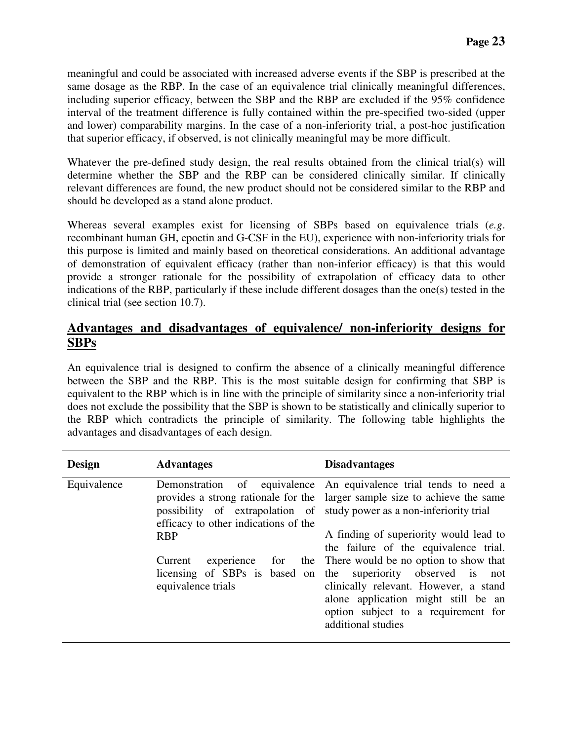meaningful and could be associated with increased adverse events if the SBP is prescribed at the same dosage as the RBP. In the case of an equivalence trial clinically meaningful differences, including superior efficacy, between the SBP and the RBP are excluded if the 95% confidence interval of the treatment difference is fully contained within the pre-specified two-sided (upper and lower) comparability margins. In the case of a non-inferiority trial, a post-hoc justification that superior efficacy, if observed, is not clinically meaningful may be more difficult.

Whatever the pre-defined study design, the real results obtained from the clinical trial(s) will determine whether the SBP and the RBP can be considered clinically similar. If clinically relevant differences are found, the new product should not be considered similar to the RBP and should be developed as a stand alone product.

Whereas several examples exist for licensing of SBPs based on equivalence trials (*e.g*. recombinant human GH, epoetin and G-CSF in the EU), experience with non-inferiority trials for this purpose is limited and mainly based on theoretical considerations. An additional advantage of demonstration of equivalent efficacy (rather than non-inferior efficacy) is that this would provide a stronger rationale for the possibility of extrapolation of efficacy data to other indications of the RBP, particularly if these include different dosages than the one(s) tested in the clinical trial (see section 10.7).

## Advantages and disadvantages of equivalence/ non-inferiority designs for SBPs

An equivalence trial is designed to confirm the absence of a clinically meaningful difference between the SBP and the RBP. This is the most suitable design for confirming that SBP is equivalent to the RBP which is in line with the principle of similarity since a non-inferiority trial does not exclude the possibility that the SBP is shown to be statistically and clinically superior to the RBP which contradicts the principle of similarity. The following table highlights the advantages and disadvantages of each design.

| Design | Advantages | Disadvantages |
|---|---|---|
| Equivalence | Demonstration of equivalence provides a strong rationale for the possibility of extrapolation of efficacy to other indications of the RBP<br><br>Current experience for the licensing of SBPs is based on equivalence trials | An equivalence trial tends to need a larger sample size to achieve the same study power as a non-inferiority trial<br><br>A finding of superiority would lead to the failure of the equivalence trial. There would be no option to show that the superiority observed is not clinically relevant. However, a stand alone application might still be an option subject to a requirement for additional studies |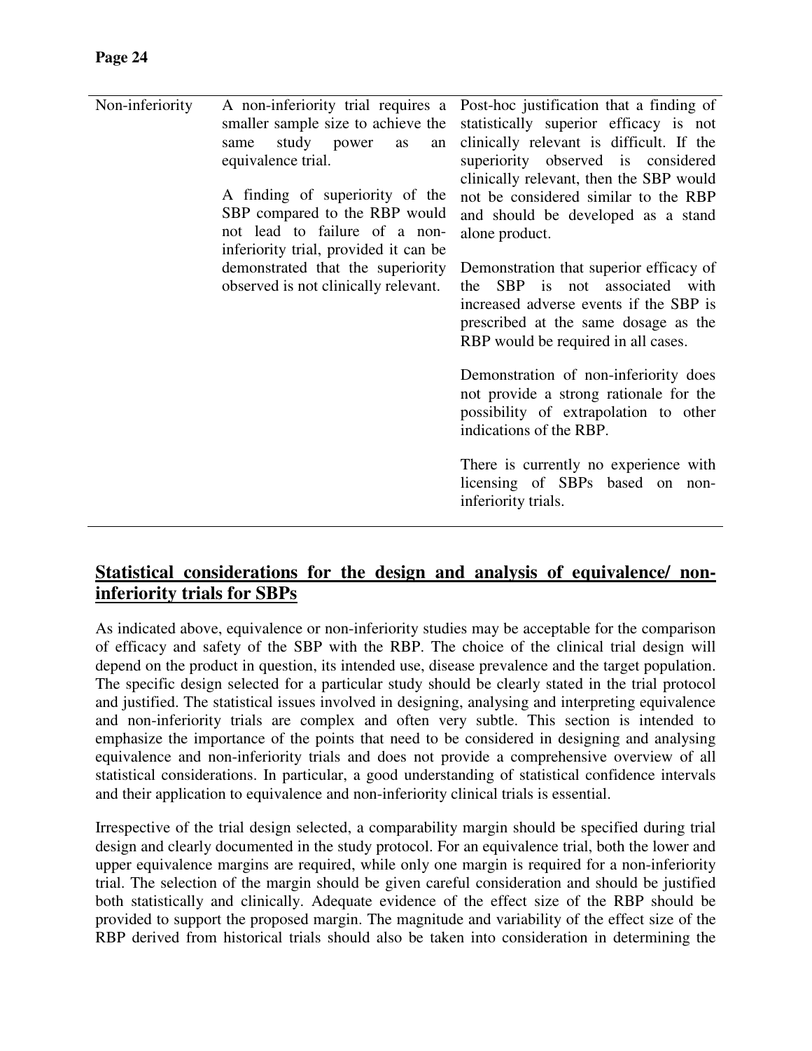| | | |
|---|---|---|
| Non-inferiority | A non-inferiority trial requires a smaller sample size to achieve the same study power as an equivalence trial.<br><br>A finding of superiority of the SBP compared to the RBP would not lead to failure of a non-inferiority trial, provided it can be demonstrated that the superiority observed is not clinically relevant. | Post-hoc justification that a finding of statistically superior efficacy is not clinically relevant is difficult. If the superiority observed is considered clinically relevant, then the SBP would not be considered similar to the RBP and should be developed as a stand alone product.<br><br>Demonstration that superior efficacy of the SBP is not associated with increased adverse events if the SBP is prescribed at the same dosage as the RBP would be required in all cases.<br><br>Demonstration of non-inferiority does not provide a strong rationale for the possibility of extrapolation to other indications of the RBP.<br><br>There is currently no experience with licensing of SBPs based on non-inferiority trials. |

## Statistical considerations for the design and analysis of equivalence/ non-inferiority trials for SBPs

As indicated above, equivalence or non-inferiority studies may be acceptable for the comparison of efficacy and safety of the SBP with the RBP. The choice of the clinical trial design will depend on the product in question, its intended use, disease prevalence and the target population. The specific design selected for a particular study should be clearly stated in the trial protocol and justified. The statistical issues involved in designing, analysing and interpreting equivalence and non-inferiority trials are complex and often very subtle. This section is intended to emphasize the importance of the points that need to be considered in designing and analysing equivalence and non-inferiority trials and does not provide a comprehensive overview of all statistical considerations. In particular, a good understanding of statistical confidence intervals and their application to equivalence and non-inferiority clinical trials is essential.

Irrespective of the trial design selected, a comparability margin should be specified during trial design and clearly documented in the study protocol. For an equivalence trial, both the lower and upper equivalence margins are required, while only one margin is required for a non-inferiority trial. The selection of the margin should be given careful consideration and should be justified both statistically and clinically. Adequate evidence of the effect size of the RBP should be provided to support the proposed margin. The magnitude and variability of the effect size of the RBP derived from historical trials should also be taken into consideration in determining the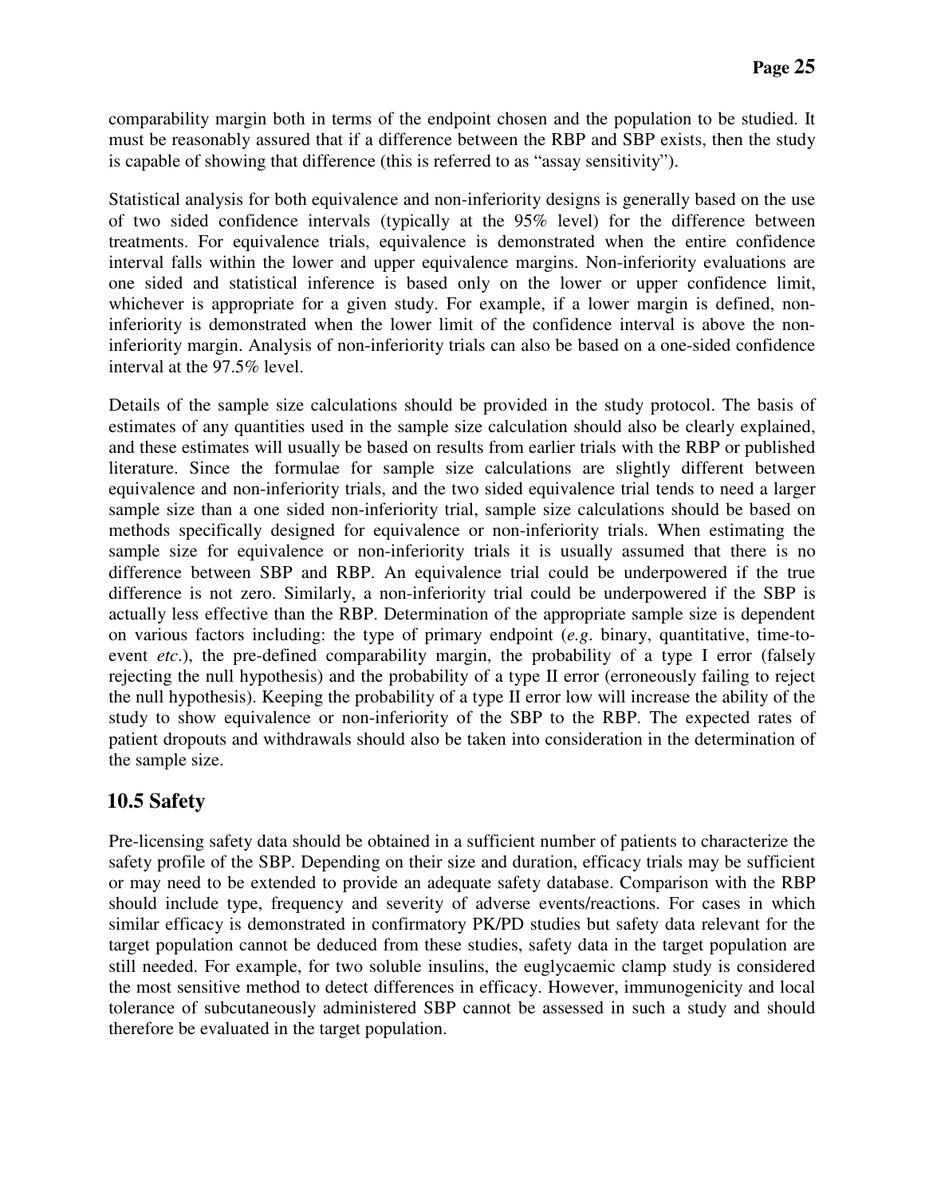comparability margin both in terms of the endpoint chosen and the population to be studied. It must be reasonably assured that if a difference between the RBP and SBP exists, then the study is capable of showing that difference (this is referred to as "assay sensitivity").

Statistical analysis for both equivalence and non-inferiority designs is generally based on the use of two sided confidence intervals (typically at the 95% level) for the difference between treatments. For equivalence trials, equivalence is demonstrated when the entire confidence interval falls within the lower and upper equivalence margins. Non-inferiority evaluations are one sided and statistical inference is based only on the lower or upper confidence limit, whichever is appropriate for a given study. For example, if a lower margin is defined, non-inferiority is demonstrated when the lower limit of the confidence interval is above the non-inferiority margin. Analysis of non-inferiority trials can also be based on a one-sided confidence interval at the 97.5% level.

Details of the sample size calculations should be provided in the study protocol. The basis of estimates of any quantities used in the sample size calculation should also be clearly explained, and these estimates will usually be based on results from earlier trials with the RBP or published literature. Since the formulae for sample size calculations are slightly different between equivalence and non-inferiority trials, and the two sided equivalence trial tends to need a larger sample size than a one sided non-inferiority trial, sample size calculations should be based on methods specifically designed for equivalence or non-inferiority trials. When estimating the sample size for equivalence or non-inferiority trials it is usually assumed that there is no difference between SBP and RBP. An equivalence trial could be underpowered if the true difference is not zero. Similarly, a non-inferiority trial could be underpowered if the SBP is actually less effective than the RBP. Determination of the appropriate sample size is dependent on various factors including: the type of primary endpoint (*e.g*. binary, quantitative, time-to-event *etc*.), the pre-defined comparability margin, the probability of a type I error (falsely rejecting the null hypothesis) and the probability of a type II error (erroneously failing to reject the null hypothesis). Keeping the probability of a type II error low will increase the ability of the study to show equivalence or non-inferiority of the SBP to the RBP. The expected rates of patient dropouts and withdrawals should also be taken into consideration in the determination of the sample size.

## 10.5 Safety

Pre-licensing safety data should be obtained in a sufficient number of patients to characterize the safety profile of the SBP. Depending on their size and duration, efficacy trials may be sufficient or may need to be extended to provide an adequate safety database. Comparison with the RBP should include type, frequency and severity of adverse events/reactions. For cases in which similar efficacy is demonstrated in confirmatory PK/PD studies but safety data relevant for the target population cannot be deduced from these studies, safety data in the target population are still needed. For example, for two soluble insulins, the euglycaemic clamp study is considered the most sensitive method to detect differences in efficacy. However, immunogenicity and local tolerance of subcutaneously administered SBP cannot be assessed in such a study and should therefore be evaluated in the target population.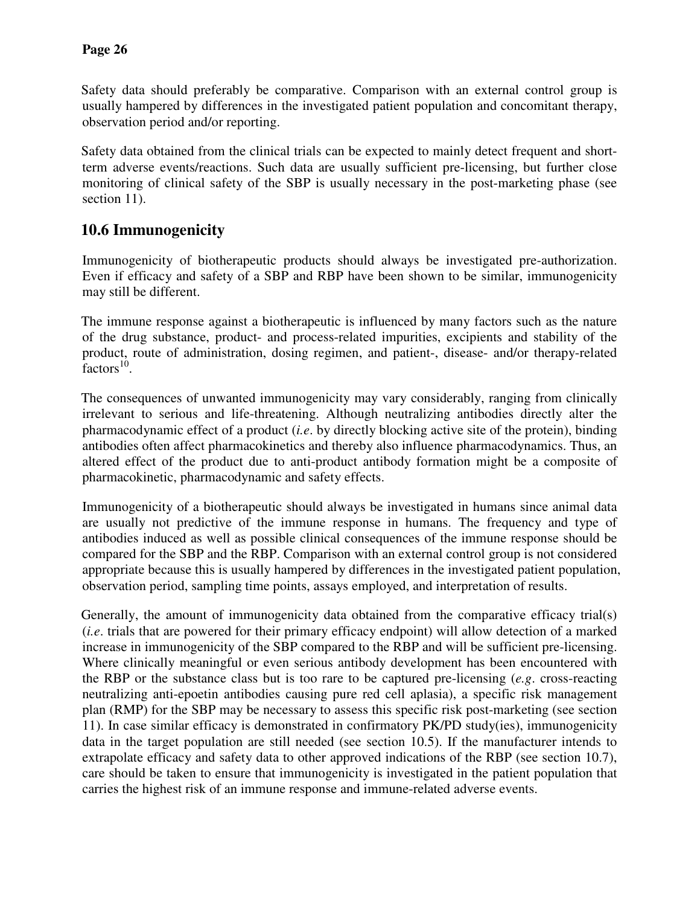Safety data should preferably be comparative. Comparison with an external control group is usually hampered by differences in the investigated patient population and concomitant therapy, observation period and/or reporting.

Safety data obtained from the clinical trials can be expected to mainly detect frequent and short-term adverse events/reactions. Such data are usually sufficient pre-licensing, but further close monitoring of clinical safety of the SBP is usually necessary in the post-marketing phase (see section 11).

## 10.6 Immunogenicity

Immunogenicity of biotherapeutic products should always be investigated pre-authorization. Even if efficacy and safety of a SBP and RBP have been shown to be similar, immunogenicity may still be different.

The immune response against a biotherapeutic is influenced by many factors such as the nature of the drug substance, product- and process-related impurities, excipients and stability of the product, route of administration, dosing regimen, and patient-, disease- and/or therapy-related factors[10].

The consequences of unwanted immunogenicity may vary considerably, ranging from clinically irrelevant to serious and life-threatening. Although neutralizing antibodies directly alter the pharmacodynamic effect of a product (*i.e*. by directly blocking active site of the protein), binding antibodies often affect pharmacokinetics and thereby also influence pharmacodynamics. Thus, an altered effect of the product due to anti-product antibody formation might be a composite of pharmacokinetic, pharmacodynamic and safety effects.

Immunogenicity of a biotherapeutic should always be investigated in humans since animal data are usually not predictive of the immune response in humans. The frequency and type of antibodies induced as well as possible clinical consequences of the immune response should be compared for the SBP and the RBP. Comparison with an external control group is not considered appropriate because this is usually hampered by differences in the investigated patient population, observation period, sampling time points, assays employed, and interpretation of results.

Generally, the amount of immunogenicity data obtained from the comparative efficacy trial(s) (*i.e*. trials that are powered for their primary efficacy endpoint) will allow detection of a marked increase in immunogenicity of the SBP compared to the RBP and will be sufficient pre-licensing. Where clinically meaningful or even serious antibody development has been encountered with the RBP or the substance class but is too rare to be captured pre-licensing (*e.g*. cross-reacting neutralizing anti-epoetin antibodies causing pure red cell aplasia), a specific risk management plan (RMP) for the SBP may be necessary to assess this specific risk post-marketing (see section 11). In case similar efficacy is demonstrated in confirmatory PK/PD study(ies), immunogenicity data in the target population are still needed (see section 10.5). If the manufacturer intends to extrapolate efficacy and safety data to other approved indications of the RBP (see section 10.7), care should be taken to ensure that immunogenicity is investigated in the patient population that carries the highest risk of an immune response and immune-related adverse events.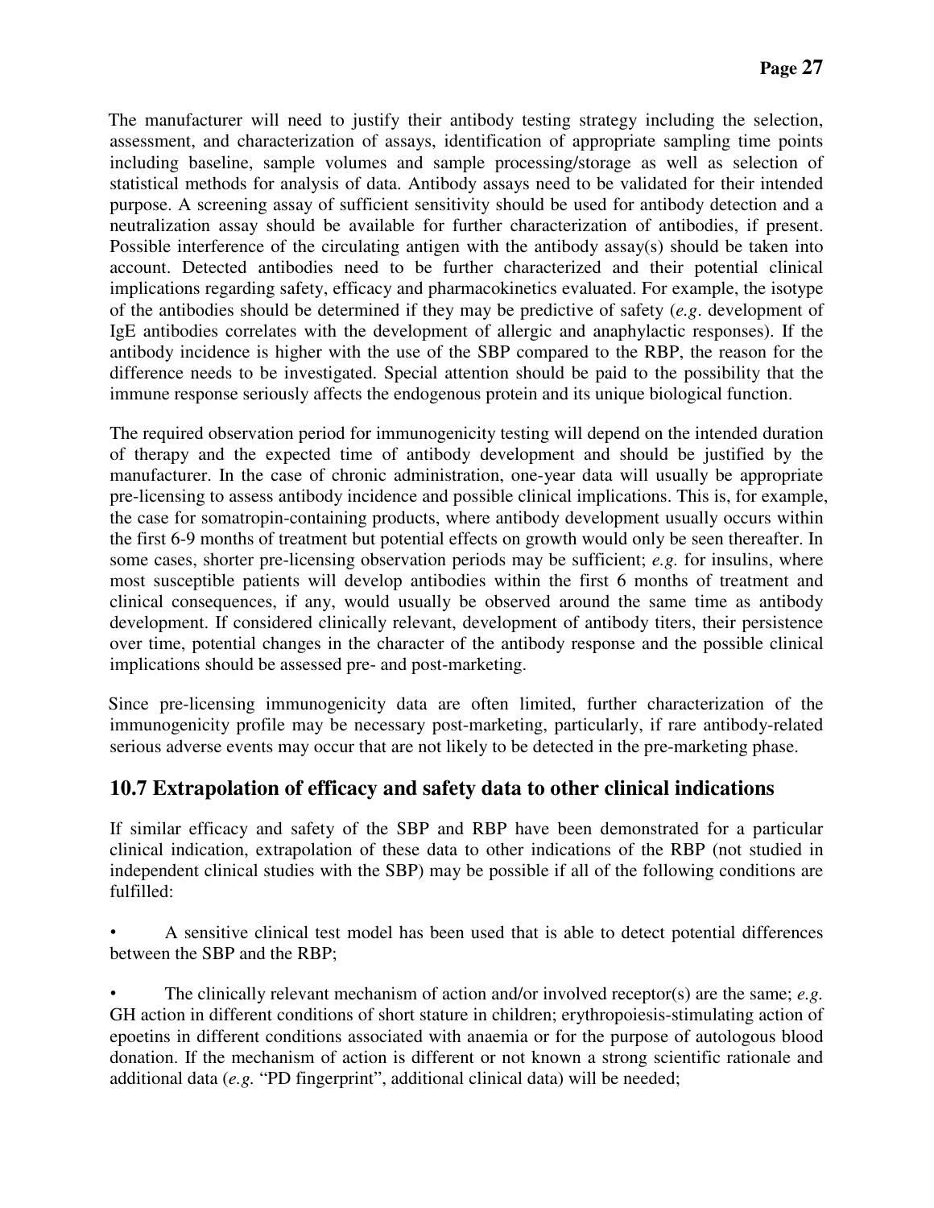The manufacturer will need to justify their antibody testing strategy including the selection, assessment, and characterization of assays, identification of appropriate sampling time points including baseline, sample volumes and sample processing/storage as well as selection of statistical methods for analysis of data. Antibody assays need to be validated for their intended purpose. A screening assay of sufficient sensitivity should be used for antibody detection and a neutralization assay should be available for further characterization of antibodies, if present. Possible interference of the circulating antigen with the antibody assay(s) should be taken into account. Detected antibodies need to be further characterized and their potential clinical implications regarding safety, efficacy and pharmacokinetics evaluated. For example, the isotype of the antibodies should be determined if they may be predictive of safety (*e.g*. development of IgE antibodies correlates with the development of allergic and anaphylactic responses). If the antibody incidence is higher with the use of the SBP compared to the RBP, the reason for the difference needs to be investigated. Special attention should be paid to the possibility that the immune response seriously affects the endogenous protein and its unique biological function.

The required observation period for immunogenicity testing will depend on the intended duration of therapy and the expected time of antibody development and should be justified by the manufacturer. In the case of chronic administration, one-year data will usually be appropriate pre-licensing to assess antibody incidence and possible clinical implications. This is, for example, the case for somatropin-containing products, where antibody development usually occurs within the first 6-9 months of treatment but potential effects on growth would only be seen thereafter. In some cases, shorter pre-licensing observation periods may be sufficient; *e.g.* for insulins, where most susceptible patients will develop antibodies within the first 6 months of treatment and clinical consequences, if any, would usually be observed around the same time as antibody development. If considered clinically relevant, development of antibody titers, their persistence over time, potential changes in the character of the antibody response and the possible clinical implications should be assessed pre- and post-marketing.

Since pre-licensing immunogenicity data are often limited, further characterization of the immunogenicity profile may be necessary post-marketing, particularly, if rare antibody-related serious adverse events may occur that are not likely to be detected in the pre-marketing phase.

## 10.7 Extrapolation of efficacy and safety data to other clinical indications

If similar efficacy and safety of the SBP and RBP have been demonstrated for a particular clinical indication, extrapolation of these data to other indications of the RBP (not studied in independent clinical studies with the SBP) may be possible if all of the following conditions are fulfilled:

- A sensitive clinical test model has been used that is able to detect potential differences between the SBP and the RBP;

- The clinically relevant mechanism of action and/or involved receptor(s) are the same; *e.g.* GH action in different conditions of short stature in children; erythropoiesis-stimulating action of epoetins in different conditions associated with anaemia or for the purpose of autologous blood donation. If the mechanism of action is different or not known a strong scientific rationale and additional data (*e.g.* "PD fingerprint", additional clinical data) will be needed;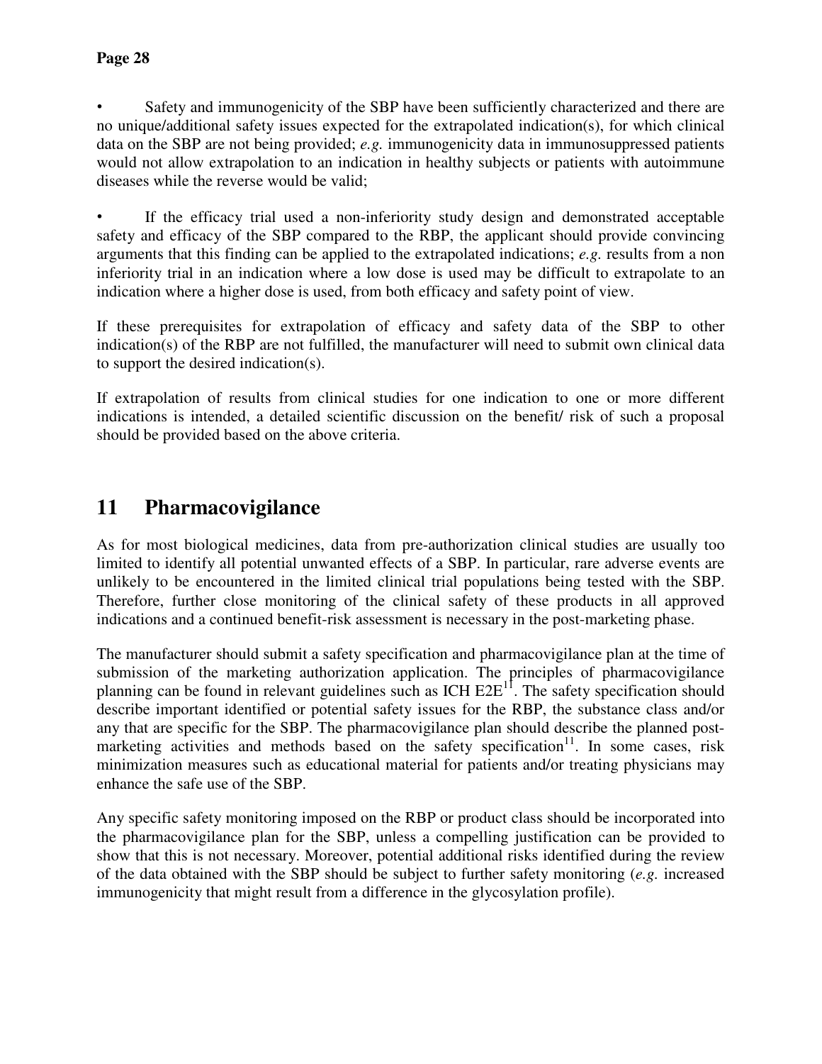- Safety and immunogenicity of the SBP have been sufficiently characterized and there are no unique/additional safety issues expected for the extrapolated indication(s), for which clinical data on the SBP are not being provided; *e.g.* immunogenicity data in immunosuppressed patients would not allow extrapolation to an indication in healthy subjects or patients with autoimmune diseases while the reverse would be valid;

- If the efficacy trial used a non-inferiority study design and demonstrated acceptable safety and efficacy of the SBP compared to the RBP, the applicant should provide convincing arguments that this finding can be applied to the extrapolated indications; *e.g.* results from a non inferiority trial in an indication where a low dose is used may be difficult to extrapolate to an indication where a higher dose is used, from both efficacy and safety point of view.

If these prerequisites for extrapolation of efficacy and safety data of the SBP to other indication(s) of the RBP are not fulfilled, the manufacturer will need to submit own clinical data to support the desired indication(s).

If extrapolation of results from clinical studies for one indication to one or more different indications is intended, a detailed scientific discussion on the benefit/ risk of such a proposal should be provided based on the above criteria.

# 11 Pharmacovigilance

As for most biological medicines, data from pre-authorization clinical studies are usually too limited to identify all potential unwanted effects of a SBP. In particular, rare adverse events are unlikely to be encountered in the limited clinical trial populations being tested with the SBP. Therefore, further close monitoring of the clinical safety of these products in all approved indications and a continued benefit-risk assessment is necessary in the post-marketing phase.

The manufacturer should submit a safety specification and pharmacovigilance plan at the time of submission of the marketing authorization application. The principles of pharmacovigilance planning can be found in relevant guidelines such as ICH E2E[11]. The safety specification should describe important identified or potential safety issues for the RBP, the substance class and/or any that are specific for the SBP. The pharmacovigilance plan should describe the planned post-marketing activities and methods based on the safety specification[11]. In some cases, risk minimization measures such as educational material for patients and/or treating physicians may enhance the safe use of the SBP.

Any specific safety monitoring imposed on the RBP or product class should be incorporated into the pharmacovigilance plan for the SBP, unless a compelling justification can be provided to show that this is not necessary. Moreover, potential additional risks identified during the review of the data obtained with the SBP should be subject to further safety monitoring (*e.g.* increased immunogenicity that might result from a difference in the glycosylation profile).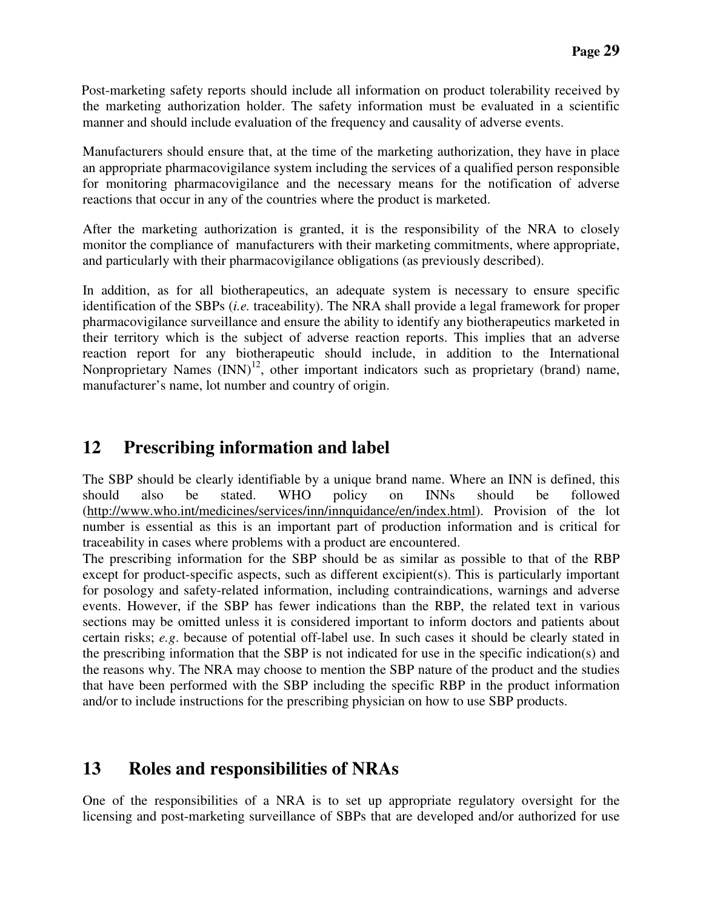Post-marketing safety reports should include all information on product tolerability received by the marketing authorization holder. The safety information must be evaluated in a scientific manner and should include evaluation of the frequency and causality of adverse events.

Manufacturers should ensure that, at the time of the marketing authorization, they have in place an appropriate pharmacovigilance system including the services of a qualified person responsible for monitoring pharmacovigilance and the necessary means for the notification of adverse reactions that occur in any of the countries where the product is marketed.

After the marketing authorization is granted, it is the responsibility of the NRA to closely monitor the compliance of manufacturers with their marketing commitments, where appropriate, and particularly with their pharmacovigilance obligations (as previously described).

In addition, as for all biotherapeutics, an adequate system is necessary to ensure specific identification of the SBPs (*i.e.* traceability). The NRA shall provide a legal framework for proper pharmacovigilance surveillance and ensure the ability to identify any biotherapeutics marketed in their territory which is the subject of adverse reaction reports. This implies that an adverse reaction report for any biotherapeutic should include, in addition to the International Nonproprietary Names (INN)[12], other important indicators such as proprietary (brand) name, manufacturer's name, lot number and country of origin.

# 12 Prescribing information and label

The SBP should be clearly identifiable by a unique brand name. Where an INN is defined, this should also be stated. WHO policy on INNs should be followed (http://www.who.int/medicines/services/inn/innquidance/en/index.html). Provision of the lot number is essential as this is an important part of production information and is critical for traceability in cases where problems with a product are encountered.

The prescribing information for the SBP should be as similar as possible to that of the RBP except for product-specific aspects, such as different excipient(s). This is particularly important for posology and safety-related information, including contraindications, warnings and adverse events. However, if the SBP has fewer indications than the RBP, the related text in various sections may be omitted unless it is considered important to inform doctors and patients about certain risks; *e.g*. because of potential off-label use. In such cases it should be clearly stated in the prescribing information that the SBP is not indicated for use in the specific indication(s) and the reasons why. The NRA may choose to mention the SBP nature of the product and the studies that have been performed with the SBP including the specific RBP in the product information and/or to include instructions for the prescribing physician on how to use SBP products.

# 13 Roles and responsibilities of NRAs

One of the responsibilities of a NRA is to set up appropriate regulatory oversight for the licensing and post-marketing surveillance of SBPs that are developed and/or authorized for use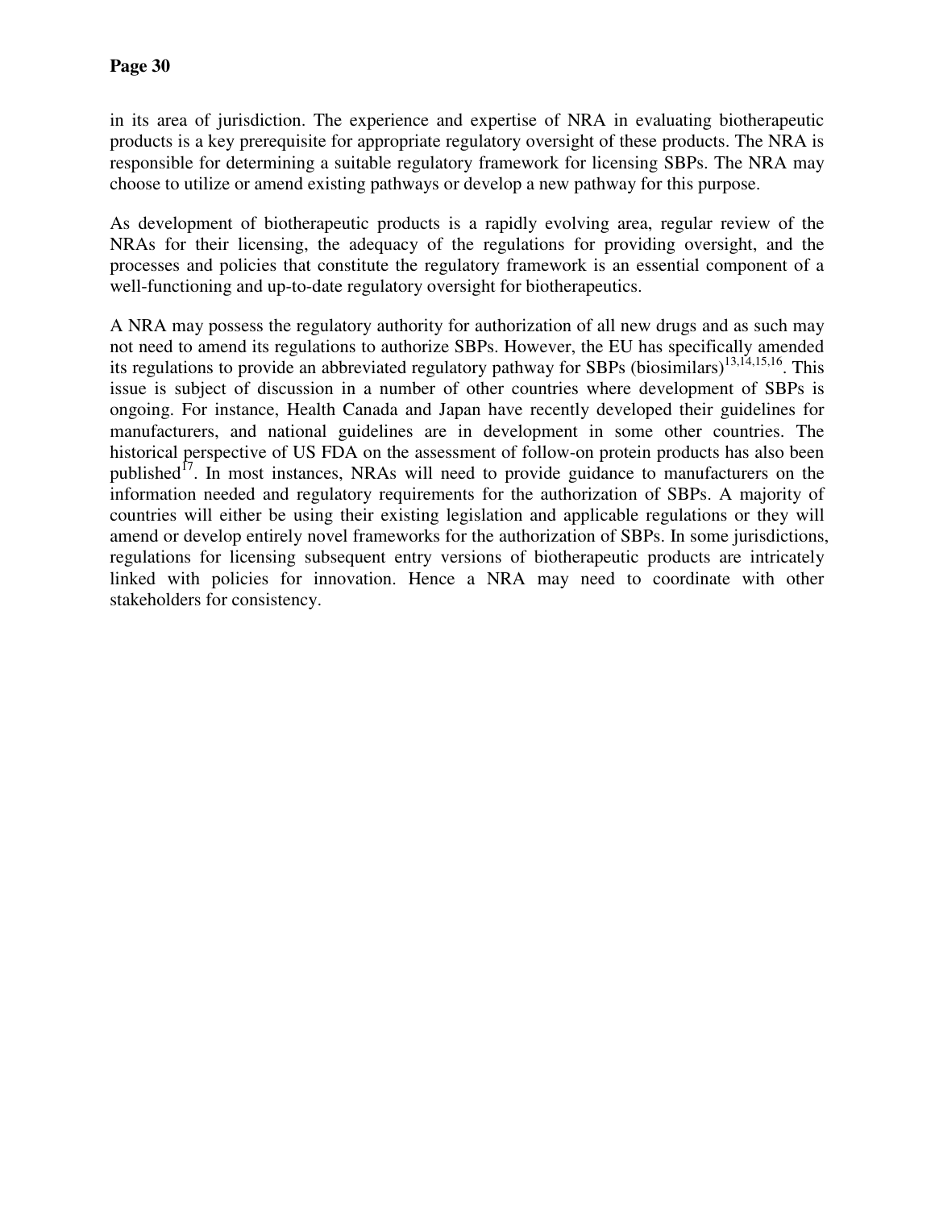in its area of jurisdiction. The experience and expertise of NRA in evaluating biotherapeutic products is a key prerequisite for appropriate regulatory oversight of these products. The NRA is responsible for determining a suitable regulatory framework for licensing SBPs. The NRA may choose to utilize or amend existing pathways or develop a new pathway for this purpose.

As development of biotherapeutic products is a rapidly evolving area, regular review of the NRAs for their licensing, the adequacy of the regulations for providing oversight, and the processes and policies that constitute the regulatory framework is an essential component of a well-functioning and up-to-date regulatory oversight for biotherapeutics.

A NRA may possess the regulatory authority for authorization of all new drugs and as such may not need to amend its regulations to authorize SBPs. However, the EU has specifically amended its regulations to provide an abbreviated regulatory pathway for SBPs (biosimilars)[13,14,15,16]. This issue is subject of discussion in a number of other countries where development of SBPs is ongoing. For instance, Health Canada and Japan have recently developed their guidelines for manufacturers, and national guidelines are in development in some other countries. The historical perspective of US FDA on the assessment of follow-on protein products has also been published[17]. In most instances, NRAs will need to provide guidance to manufacturers on the information needed and regulatory requirements for the authorization of SBPs. A majority of countries will either be using their existing legislation and applicable regulations or they will amend or develop entirely novel frameworks for the authorization of SBPs. In some jurisdictions, regulations for licensing subsequent entry versions of biotherapeutic products are intricately linked with policies for innovation. Hence a NRA may need to coordinate with other stakeholders for consistency.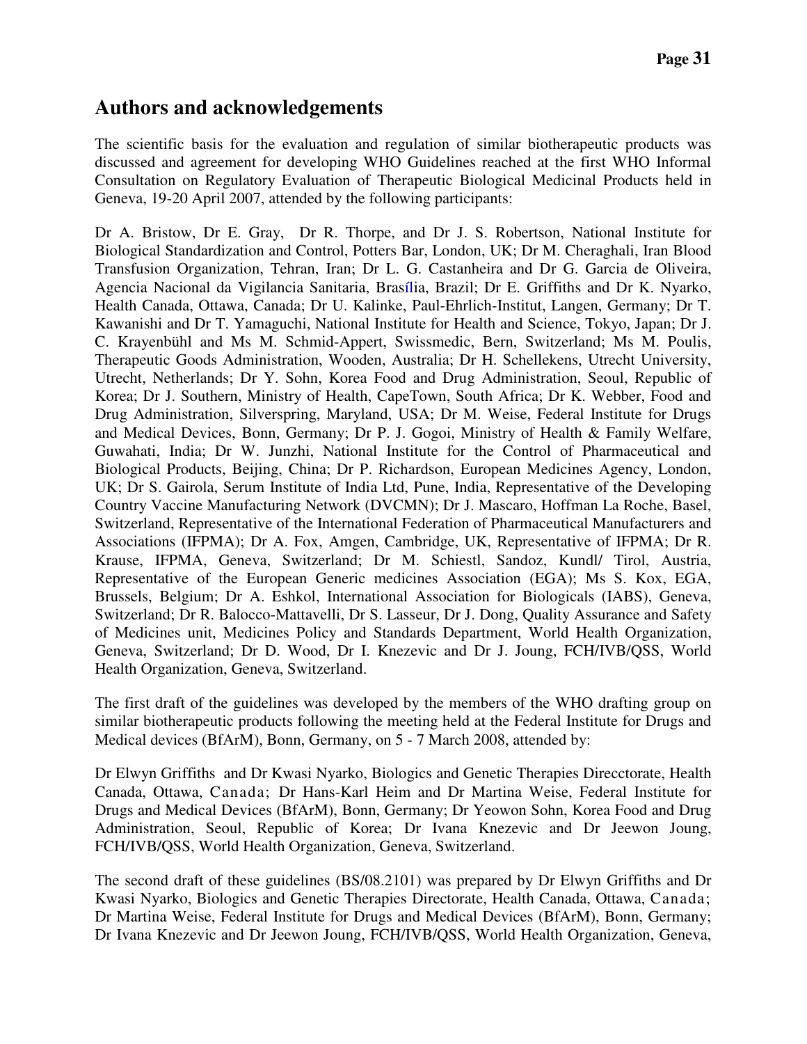## Authors and acknowledgements

The scientific basis for the evaluation and regulation of similar biotherapeutic products was discussed and agreement for developing WHO Guidelines reached at the first WHO Informal Consultation on Regulatory Evaluation of Therapeutic Biological Medicinal Products held in Geneva, 19-20 April 2007, attended by the following participants:

Dr A. Bristow, Dr E. Gray, Dr R. Thorpe, and Dr J. S. Robertson, National Institute for Biological Standardization and Control, Potters Bar, London, UK; Dr M. Cheraghali, Iran Blood Transfusion Organization, Tehran, Iran; Dr L. G. Castanheira and Dr G. Garcia de Oliveira, Agencia Nacional da Vigilancia Sanitaria, Brasília, Brazil; Dr E. Griffiths and Dr K. Nyarko, Health Canada, Ottawa, Canada; Dr U. Kalinke, Paul-Ehrlich-Institut, Langen, Germany; Dr T. Kawanishi and Dr T. Yamaguchi, National Institute for Health and Science, Tokyo, Japan; Dr J. C. Krayenbühl and Ms M. Schmid-Appert, Swissmedic, Bern, Switzerland; Ms M. Poulis, Therapeutic Goods Administration, Wooden, Australia; Dr H. Schellekens, Utrecht University, Utrecht, Netherlands; Dr Y. Sohn, Korea Food and Drug Administration, Seoul, Republic of Korea; Dr J. Southern, Ministry of Health, CapeTown, South Africa; Dr K. Webber, Food and Drug Administration, Silverspring, Maryland, USA; Dr M. Weise, Federal Institute for Drugs and Medical Devices, Bonn, Germany; Dr P. J. Gogoi, Ministry of Health & Family Welfare, Guwahati, India; Dr W. Junzhi, National Institute for the Control of Pharmaceutical and Biological Products, Beijing, China; Dr P. Richardson, European Medicines Agency, London, UK; Dr S. Gairola, Serum Institute of India Ltd, Pune, India, Representative of the Developing Country Vaccine Manufacturing Network (DVCMN); Dr J. Mascaro, Hoffman La Roche, Basel, Switzerland, Representative of the International Federation of Pharmaceutical Manufacturers and Associations (IFPMA); Dr A. Fox, Amgen, Cambridge, UK, Representative of IFPMA; Dr R. Krause, IFPMA, Geneva, Switzerland; Dr M. Schiestl, Sandoz, Kundl/ Tirol, Austria, Representative of the European Generic medicines Association (EGA); Ms S. Kox, EGA, Brussels, Belgium; Dr A. Eshkol, International Association for Biologicals (IABS), Geneva, Switzerland; Dr R. Balocco-Mattavelli, Dr S. Lasseur, Dr J. Dong, Quality Assurance and Safety of Medicines unit, Medicines Policy and Standards Department, World Health Organization, Geneva, Switzerland; Dr D. Wood, Dr I. Knezevic and Dr J. Joung, FCH/IVB/QSS, World Health Organization, Geneva, Switzerland.

The first draft of the guidelines was developed by the members of the WHO drafting group on similar biotherapeutic products following the meeting held at the Federal Institute for Drugs and Medical devices (BfArM), Bonn, Germany, on 5 - 7 March 2008, attended by:

Dr Elwyn Griffiths and Dr Kwasi Nyarko, Biologics and Genetic Therapies Direcctorate, Health Canada, Ottawa, Canada; Dr Hans-Karl Heim and Dr Martina Weise, Federal Institute for Drugs and Medical Devices (BfArM), Bonn, Germany; Dr Yeowon Sohn, Korea Food and Drug Administration, Seoul, Republic of Korea; Dr Ivana Knezevic and Dr Jeewon Joung, FCH/IVB/QSS, World Health Organization, Geneva, Switzerland.

The second draft of these guidelines (BS/08.2101) was prepared by Dr Elwyn Griffiths and Dr Kwasi Nyarko, Biologics and Genetic Therapies Directorate, Health Canada, Ottawa, Canada; Dr Martina Weise, Federal Institute for Drugs and Medical Devices (BfArM), Bonn, Germany; Dr Ivana Knezevic and Dr Jeewon Joung, FCH/IVB/QSS, World Health Organization, Geneva,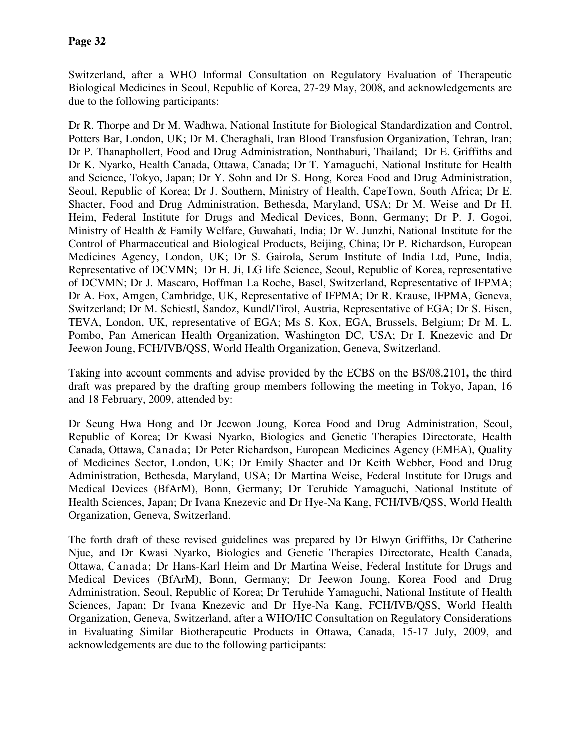Switzerland, after a WHO Informal Consultation on Regulatory Evaluation of Therapeutic Biological Medicines in Seoul, Republic of Korea, 27-29 May, 2008, and acknowledgements are due to the following participants:

Dr R. Thorpe and Dr M. Wadhwa, National Institute for Biological Standardization and Control, Potters Bar, London, UK; Dr M. Cheraghali, Iran Blood Transfusion Organization, Tehran, Iran; Dr P. Thanaphollert, Food and Drug Administration, Nonthaburi, Thailand; Dr E. Griffiths and Dr K. Nyarko, Health Canada, Ottawa, Canada; Dr T. Yamaguchi, National Institute for Health and Science, Tokyo, Japan; Dr Y. Sohn and Dr S. Hong, Korea Food and Drug Administration, Seoul, Republic of Korea; Dr J. Southern, Ministry of Health, CapeTown, South Africa; Dr E. Shacter, Food and Drug Administration, Bethesda, Maryland, USA; Dr M. Weise and Dr H. Heim, Federal Institute for Drugs and Medical Devices, Bonn, Germany; Dr P. J. Gogoi, Ministry of Health & Family Welfare, Guwahati, India; Dr W. Junzhi, National Institute for the Control of Pharmaceutical and Biological Products, Beijing, China; Dr P. Richardson, European Medicines Agency, London, UK; Dr S. Gairola, Serum Institute of India Ltd, Pune, India, Representative of DCVMN; Dr H. Ji, LG life Science, Seoul, Republic of Korea, representative of DCVMN; Dr J. Mascaro, Hoffman La Roche, Basel, Switzerland, Representative of IFPMA; Dr A. Fox, Amgen, Cambridge, UK, Representative of IFPMA; Dr R. Krause, IFPMA, Geneva, Switzerland; Dr M. Schiestl, Sandoz, Kundl/Tirol, Austria, Representative of EGA; Dr S. Eisen, TEVA, London, UK, representative of EGA; Ms S. Kox, EGA, Brussels, Belgium; Dr M. L. Pombo, Pan American Health Organization, Washington DC, USA; Dr I. Knezevic and Dr Jeewon Joung, FCH/IVB/QSS, World Health Organization, Geneva, Switzerland.

Taking into account comments and advise provided by the ECBS on the BS/08.2101**,** the third draft was prepared by the drafting group members following the meeting in Tokyo, Japan, 16 and 18 February, 2009, attended by:

Dr Seung Hwa Hong and Dr Jeewon Joung, Korea Food and Drug Administration, Seoul, Republic of Korea; Dr Kwasi Nyarko, Biologics and Genetic Therapies Directorate, Health Canada, Ottawa, Canada; Dr Peter Richardson, European Medicines Agency (EMEA), Quality of Medicines Sector, London, UK; Dr Emily Shacter and Dr Keith Webber, Food and Drug Administration, Bethesda, Maryland, USA; Dr Martina Weise, Federal Institute for Drugs and Medical Devices (BfArM), Bonn, Germany; Dr Teruhide Yamaguchi, National Institute of Health Sciences, Japan; Dr Ivana Knezevic and Dr Hye-Na Kang, FCH/IVB/QSS, World Health Organization, Geneva, Switzerland.

The forth draft of these revised guidelines was prepared by Dr Elwyn Griffiths, Dr Catherine Njue, and Dr Kwasi Nyarko, Biologics and Genetic Therapies Directorate, Health Canada, Ottawa, Canada; Dr Hans-Karl Heim and Dr Martina Weise, Federal Institute for Drugs and Medical Devices (BfArM), Bonn, Germany; Dr Jeewon Joung, Korea Food and Drug Administration, Seoul, Republic of Korea; Dr Teruhide Yamaguchi, National Institute of Health Sciences, Japan; Dr Ivana Knezevic and Dr Hye-Na Kang, FCH/IVB/QSS, World Health Organization, Geneva, Switzerland, after a WHO/HC Consultation on Regulatory Considerations in Evaluating Similar Biotherapeutic Products in Ottawa, Canada, 15-17 July, 2009, and acknowledgements are due to the following participants: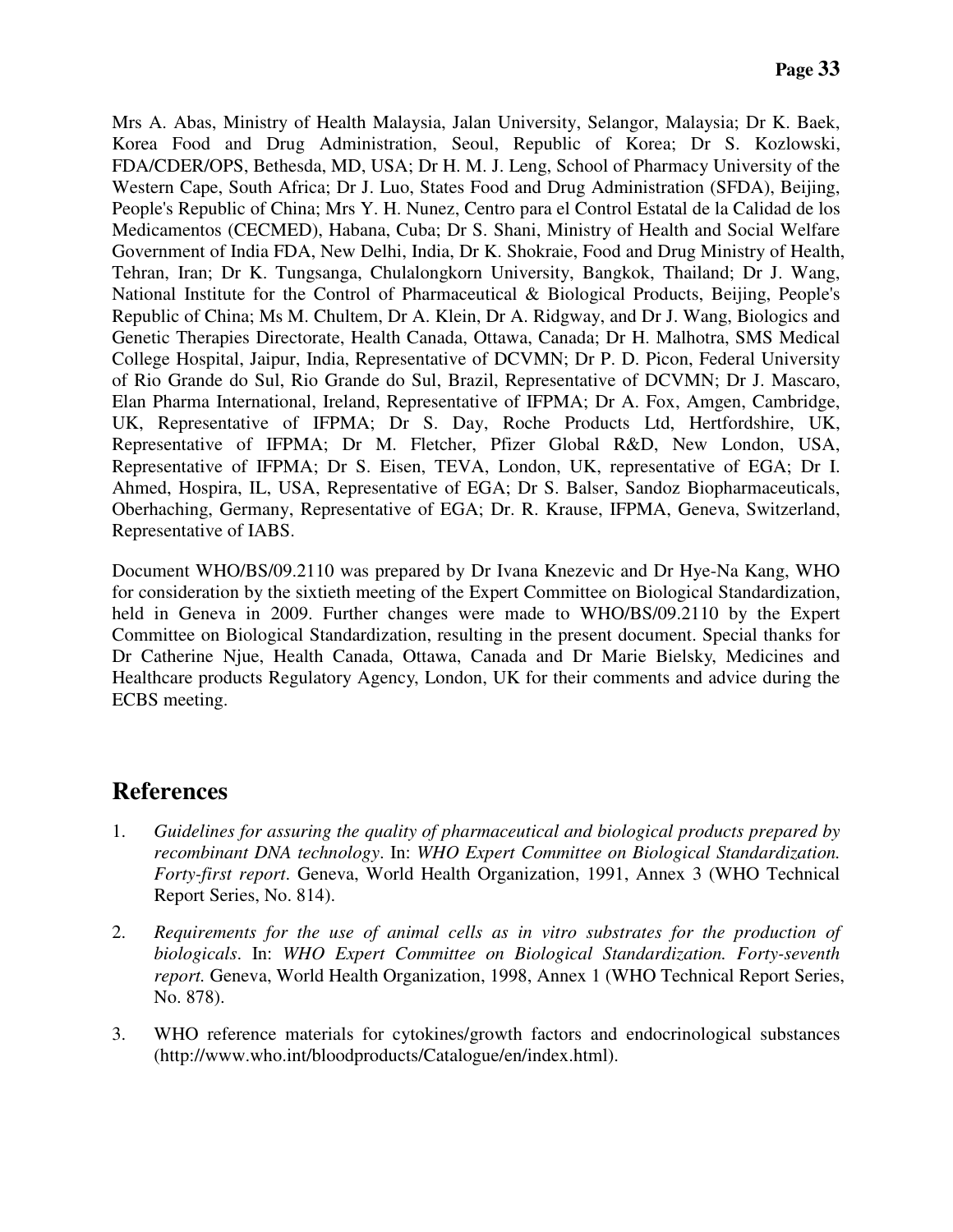Mrs A. Abas, Ministry of Health Malaysia, Jalan University, Selangor, Malaysia; Dr K. Baek, Korea Food and Drug Administration, Seoul, Republic of Korea; Dr S. Kozlowski, FDA/CDER/OPS, Bethesda, MD, USA; Dr H. M. J. Leng, School of Pharmacy University of the Western Cape, South Africa; Dr J. Luo, States Food and Drug Administration (SFDA), Beijing, People's Republic of China; Mrs Y. H. Nunez, Centro para el Control Estatal de la Calidad de los Medicamentos (CECMED), Habana, Cuba; Dr S. Shani, Ministry of Health and Social Welfare Government of India FDA, New Delhi, India, Dr K. Shokraie, Food and Drug Ministry of Health, Tehran, Iran; Dr K. Tungsanga, Chulalongkorn University, Bangkok, Thailand; Dr J. Wang, National Institute for the Control of Pharmaceutical & Biological Products, Beijing, People's Republic of China; Ms M. Chultem, Dr A. Klein, Dr A. Ridgway, and Dr J. Wang, Biologics and Genetic Therapies Directorate, Health Canada, Ottawa, Canada; Dr H. Malhotra, SMS Medical College Hospital, Jaipur, India, Representative of DCVMN; Dr P. D. Picon, Federal University of Rio Grande do Sul, Rio Grande do Sul, Brazil, Representative of DCVMN; Dr J. Mascaro, Elan Pharma International, Ireland, Representative of IFPMA; Dr A. Fox, Amgen, Cambridge, UK, Representative of IFPMA; Dr S. Day, Roche Products Ltd, Hertfordshire, UK, Representative of IFPMA; Dr M. Fletcher, Pfizer Global R&D, New London, USA, Representative of IFPMA; Dr S. Eisen, TEVA, London, UK, representative of EGA; Dr I. Ahmed, Hospira, IL, USA, Representative of EGA; Dr S. Balser, Sandoz Biopharmaceuticals, Oberhaching, Germany, Representative of EGA; Dr. R. Krause, IFPMA, Geneva, Switzerland, Representative of IABS.

Document WHO/BS/09.2110 was prepared by Dr Ivana Knezevic and Dr Hye-Na Kang, WHO for consideration by the sixtieth meeting of the Expert Committee on Biological Standardization, held in Geneva in 2009. Further changes were made to WHO/BS/09.2110 by the Expert Committee on Biological Standardization, resulting in the present document. Special thanks for Dr Catherine Njue, Health Canada, Ottawa, Canada and Dr Marie Bielsky, Medicines and Healthcare products Regulatory Agency, London, UK for their comments and advice during the ECBS meeting.

## References

1. *Guidelines for assuring the quality of pharmaceutical and biological products prepared by recombinant DNA technology*. In: *WHO Expert Committee on Biological Standardization. Forty-first report*. Geneva, World Health Organization, 1991, Annex 3 (WHO Technical Report Series, No. 814).

2. *Requirements for the use of animal cells as in vitro substrates for the production of biologicals*. In: *WHO Expert Committee on Biological Standardization. Forty-seventh report.* Geneva, World Health Organization, 1998, Annex 1 (WHO Technical Report Series, No. 878).

3. WHO reference materials for cytokines/growth factors and endocrinological substances (http://www.who.int/bloodproducts/Catalogue/en/index.html).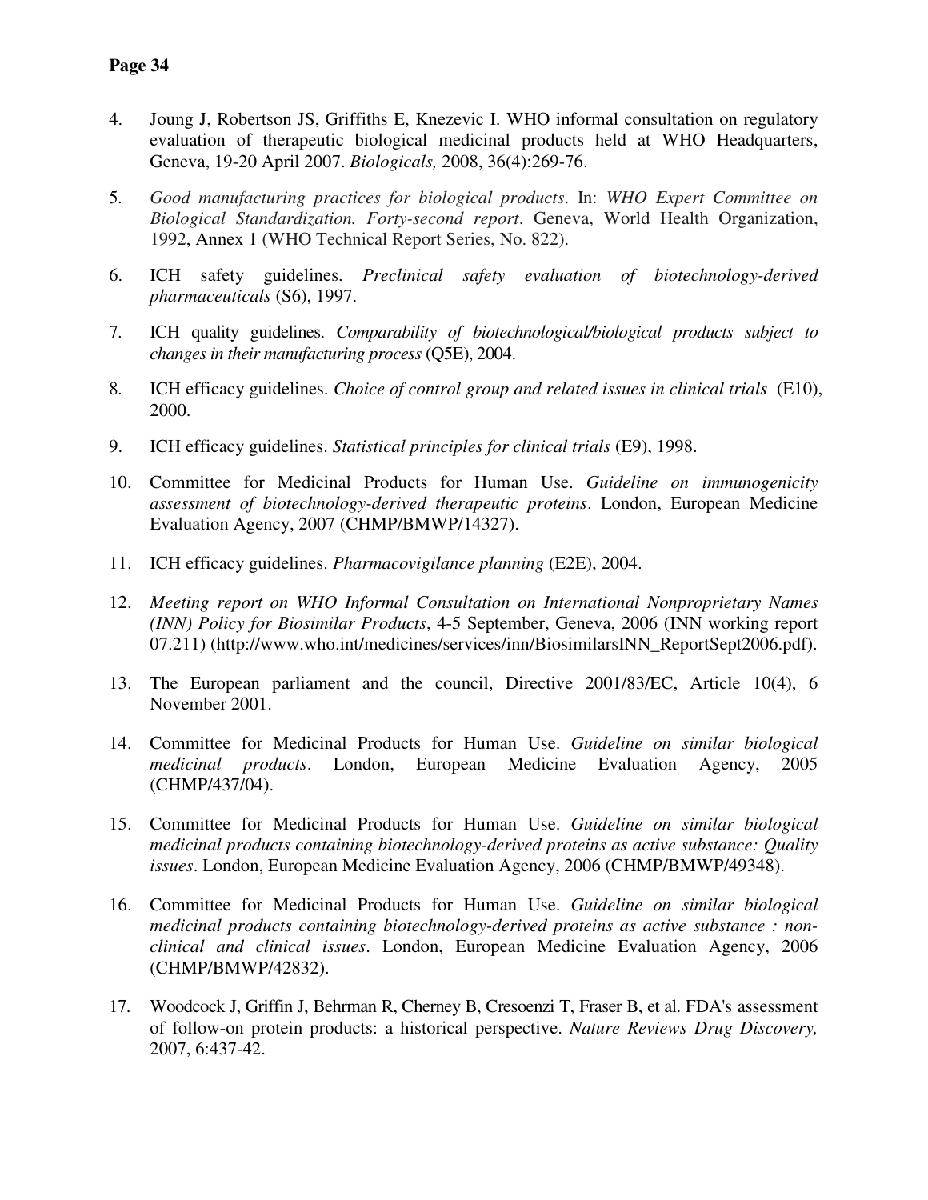4. Joung J, Robertson JS, Griffiths E, Knezevic I. WHO informal consultation on regulatory evaluation of therapeutic biological medicinal products held at WHO Headquarters, Geneva, 19-20 April 2007. *Biologicals,* 2008, 36(4):269-76.

5. *Good manufacturing practices for biological products*. In: *WHO Expert Committee on Biological Standardization. Forty-second report*. Geneva, World Health Organization, 1992, Annex 1 (WHO Technical Report Series, No. 822).

6. ICH safety guidelines. *Preclinical safety evaluation of biotechnology-derived pharmaceuticals* (S6), 1997.

7. ICH quality guidelines. *Comparability of biotechnological/biological products subject to changes in their manufacturing process* (Q5E), 2004.

8. ICH efficacy guidelines. *Choice of control group and related issues in clinical trials* (E10), 2000.

9. ICH efficacy guidelines. *Statistical principles for clinical trials* (E9), 1998.

10. Committee for Medicinal Products for Human Use. *Guideline on immunogenicity assessment of biotechnology-derived therapeutic proteins*. London, European Medicine Evaluation Agency, 2007 (CHMP/BMWP/14327).

11. ICH efficacy guidelines. *Pharmacovigilance planning* (E2E), 2004.

12. *Meeting report on WHO Informal Consultation on International Nonproprietary Names (INN) Policy for Biosimilar Products*, 4-5 September, Geneva, 2006 (INN working report 07.211) (http://www.who.int/medicines/services/inn/BiosimilarsINN_ReportSept2006.pdf).

13. The European parliament and the council, Directive 2001/83/EC, Article 10(4), 6 November 2001.

14. Committee for Medicinal Products for Human Use. *Guideline on similar biological medicinal products*. London, European Medicine Evaluation Agency, 2005 (CHMP/437/04).

15. Committee for Medicinal Products for Human Use. *Guideline on similar biological medicinal products containing biotechnology-derived proteins as active substance: Quality issues*. London, European Medicine Evaluation Agency, 2006 (CHMP/BMWP/49348).

16. Committee for Medicinal Products for Human Use. *Guideline on similar biological medicinal products containing biotechnology-derived proteins as active substance : non-clinical and clinical issues*. London, European Medicine Evaluation Agency, 2006 (CHMP/BMWP/42832).

17. Woodcock J, Griffin J, Behrman R, Cherney B, Cresoenzi T, Fraser B, et al. FDA's assessment of follow-on protein products: a historical perspective. *Nature Reviews Drug Discovery,* 2007, 6:437-42.